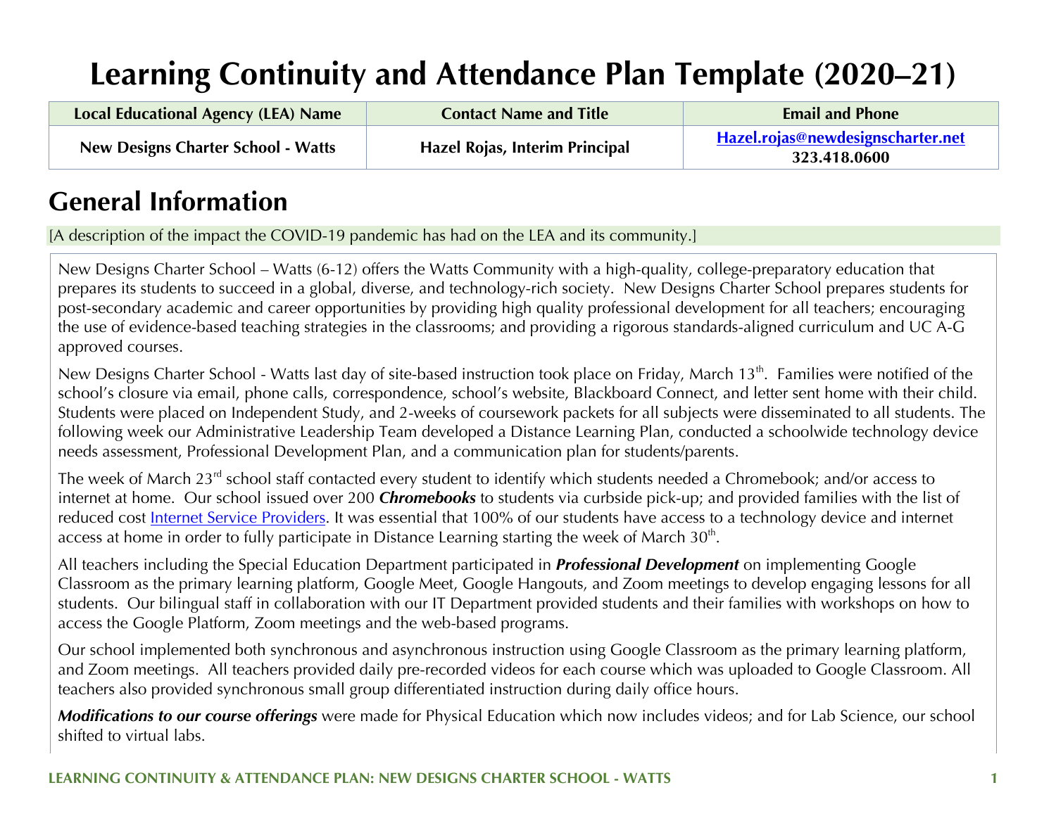# Learning Continuity and Attendance Plan Template (2020–21)

| Local Educational Agency (LEA) Name | Contact Name and Title | Email and Phone |
| --- | --- | --- |
| New Designs Charter School - Watts | Hazel Rojas, Interim Principal | Hazel.rojas@newdesignscharter.net 323.418.0600 |

## General Information

[A description of the impact the COVID-19 pandemic has had on the LEA and its community.]

New Designs Charter School – Watts (6-12) offers the Watts Community with a high-quality, college-preparatory education that prepares its students to succeed in a global, diverse, and technology-rich society. New Designs Charter School prepares students for post-secondary academic and career opportunities by providing high quality professional development for all teachers; encouraging the use of evidence-based teaching strategies in the classrooms; and providing a rigorous standards-aligned curriculum and UC A-G approved courses.

New Designs Charter School - Watts last day of site-based instruction took place on Friday, March 13th. Families were notified of the school's closure via email, phone calls, correspondence, school's website, Blackboard Connect, and letter sent home with their child. Students were placed on Independent Study, and 2-weeks of coursework packets for all subjects were disseminated to all students. The following week our Administrative Leadership Team developed a Distance Learning Plan, conducted a schoolwide technology device needs assessment, Professional Development Plan, and a communication plan for students/parents.

The week of March 23rd school staff contacted every student to identify which students needed a Chromebook; and/or access to internet at home. Our school issued over 200 ***Chromebooks*** to students via curbside pick-up; and provided families with the list of reduced cost Internet Service Providers. It was essential that 100% of our students have access to a technology device and internet access at home in order to fully participate in Distance Learning starting the week of March 30th.

All teachers including the Special Education Department participated in ***Professional Development*** on implementing Google Classroom as the primary learning platform, Google Meet, Google Hangouts, and Zoom meetings to develop engaging lessons for all students. Our bilingual staff in collaboration with our IT Department provided students and their families with workshops on how to access the Google Platform, Zoom meetings and the web-based programs.

Our school implemented both synchronous and asynchronous instruction using Google Classroom as the primary learning platform, and Zoom meetings. All teachers provided daily pre-recorded videos for each course which was uploaded to Google Classroom. All teachers also provided synchronous small group differentiated instruction during daily office hours.

***Modifications to our course offerings*** were made for Physical Education which now includes videos; and for Lab Science, our school shifted to virtual labs.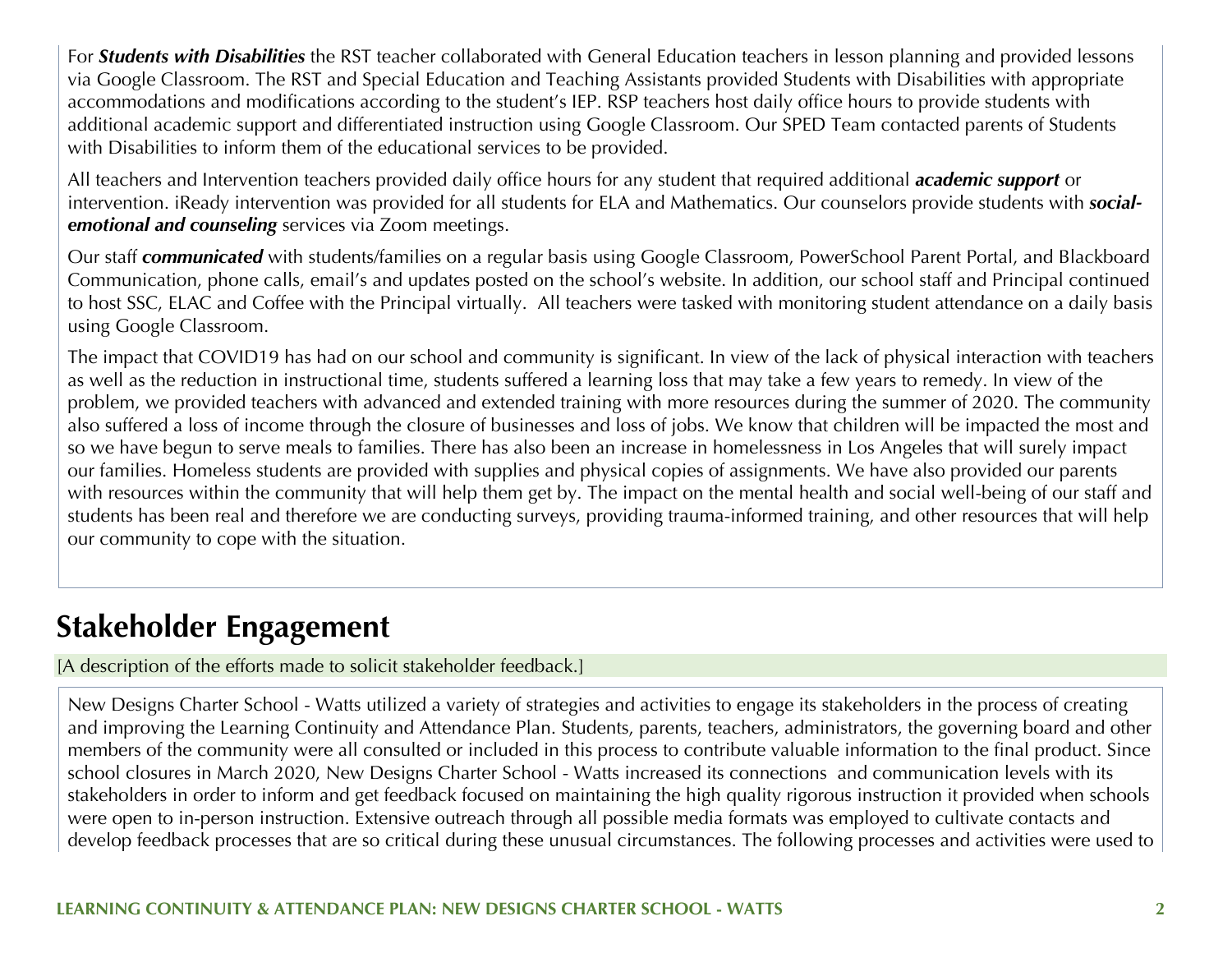For ***Students with Disabilities*** the RST teacher collaborated with General Education teachers in lesson planning and provided lessons via Google Classroom. The RST and Special Education and Teaching Assistants provided Students with Disabilities with appropriate accommodations and modifications according to the student's IEP. RSP teachers host daily office hours to provide students with additional academic support and differentiated instruction using Google Classroom. Our SPED Team contacted parents of Students with Disabilities to inform them of the educational services to be provided.

All teachers and Intervention teachers provided daily office hours for any student that required additional ***academic support*** or intervention. iReady intervention was provided for all students for ELA and Mathematics. Our counselors provide students with ***social-emotional and counseling*** services via Zoom meetings.

Our staff ***communicated*** with students/families on a regular basis using Google Classroom, PowerSchool Parent Portal, and Blackboard Communication, phone calls, email's and updates posted on the school's website. In addition, our school staff and Principal continued to host SSC, ELAC and Coffee with the Principal virtually. All teachers were tasked with monitoring student attendance on a daily basis using Google Classroom.

The impact that COVID19 has had on our school and community is significant. In view of the lack of physical interaction with teachers as well as the reduction in instructional time, students suffered a learning loss that may take a few years to remedy. In view of the problem, we provided teachers with advanced and extended training with more resources during the summer of 2020. The community also suffered a loss of income through the closure of businesses and loss of jobs. We know that children will be impacted the most and so we have begun to serve meals to families. There has also been an increase in homelessness in Los Angeles that will surely impact our families. Homeless students are provided with supplies and physical copies of assignments. We have also provided our parents with resources within the community that will help them get by. The impact on the mental health and social well-being of our staff and students has been real and therefore we are conducting surveys, providing trauma-informed training, and other resources that will help our community to cope with the situation.

## Stakeholder Engagement

[A description of the efforts made to solicit stakeholder feedback.]

New Designs Charter School - Watts utilized a variety of strategies and activities to engage its stakeholders in the process of creating and improving the Learning Continuity and Attendance Plan. Students, parents, teachers, administrators, the governing board and other members of the community were all consulted or included in this process to contribute valuable information to the final product. Since school closures in March 2020, New Designs Charter School - Watts increased its connections and communication levels with its stakeholders in order to inform and get feedback focused on maintaining the high quality rigorous instruction it provided when schools were open to in-person instruction. Extensive outreach through all possible media formats was employed to cultivate contacts and develop feedback processes that are so critical during these unusual circumstances. The following processes and activities were used to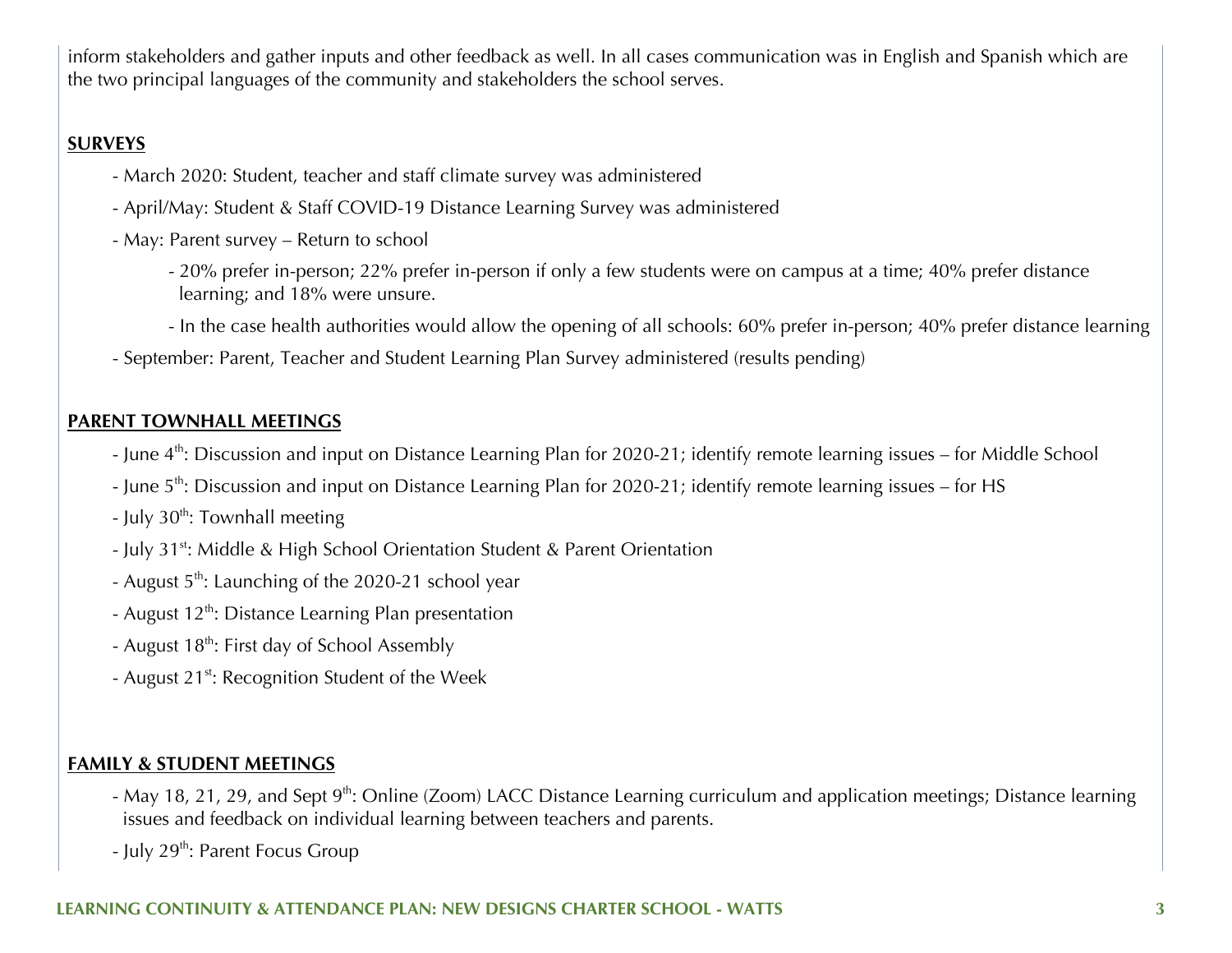inform stakeholders and gather inputs and other feedback as well. In all cases communication was in English and Spanish which are the two principal languages of the community and stakeholders the school serves.

**SURVEYS**

- March 2020: Student, teacher and staff climate survey was administered
- April/May: Student & Staff COVID-19 Distance Learning Survey was administered
- May: Parent survey – Return to school
    - 20% prefer in-person; 22% prefer in-person if only a few students were on campus at a time; 40% prefer distance learning; and 18% were unsure.
    - In the case health authorities would allow the opening of all schools: 60% prefer in-person; 40% prefer distance learning
- September: Parent, Teacher and Student Learning Plan Survey administered (results pending)

**PARENT TOWNHALL MEETINGS**

- June 4th: Discussion and input on Distance Learning Plan for 2020-21; identify remote learning issues – for Middle School
- June 5th: Discussion and input on Distance Learning Plan for 2020-21; identify remote learning issues – for HS
- July 30th: Townhall meeting
- July 31st: Middle & High School Orientation Student & Parent Orientation
- August 5th: Launching of the 2020-21 school year
- August 12th: Distance Learning Plan presentation
- August 18th: First day of School Assembly
- August 21st: Recognition Student of the Week

**FAMILY & STUDENT MEETINGS**

- May 18, 21, 29, and Sept 9th: Online (Zoom) LACC Distance Learning curriculum and application meetings; Distance learning issues and feedback on individual learning between teachers and parents.
- July 29th: Parent Focus Group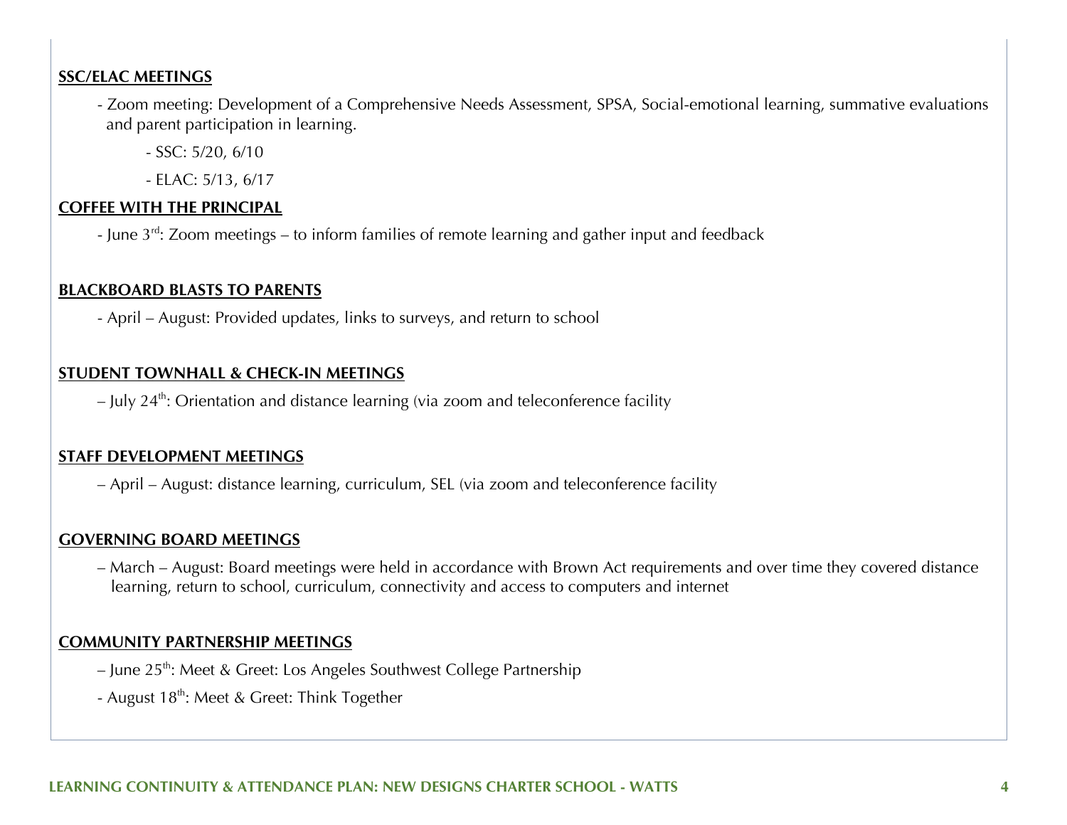**SSC/ELAC MEETINGS**

- Zoom meeting: Development of a Comprehensive Needs Assessment, SPSA, Social-emotional learning, summative evaluations and parent participation in learning.
  - SSC: 5/20, 6/10
  - ELAC: 5/13, 6/17

**COFFEE WITH THE PRINCIPAL**

- June 3rd: Zoom meetings – to inform families of remote learning and gather input and feedback

**BLACKBOARD BLASTS TO PARENTS**

- April – August: Provided updates, links to surveys, and return to school

**STUDENT TOWNHALL & CHECK-IN MEETINGS**

– July 24th: Orientation and distance learning (via zoom and teleconference facility

**STAFF DEVELOPMENT MEETINGS**

– April – August: distance learning, curriculum, SEL (via zoom and teleconference facility

**GOVERNING BOARD MEETINGS**

– March – August: Board meetings were held in accordance with Brown Act requirements and over time they covered distance learning, return to school, curriculum, connectivity and access to computers and internet

**COMMUNITY PARTNERSHIP MEETINGS**

– June 25th: Meet & Greet: Los Angeles Southwest College Partnership

- August 18th: Meet & Greet: Think Together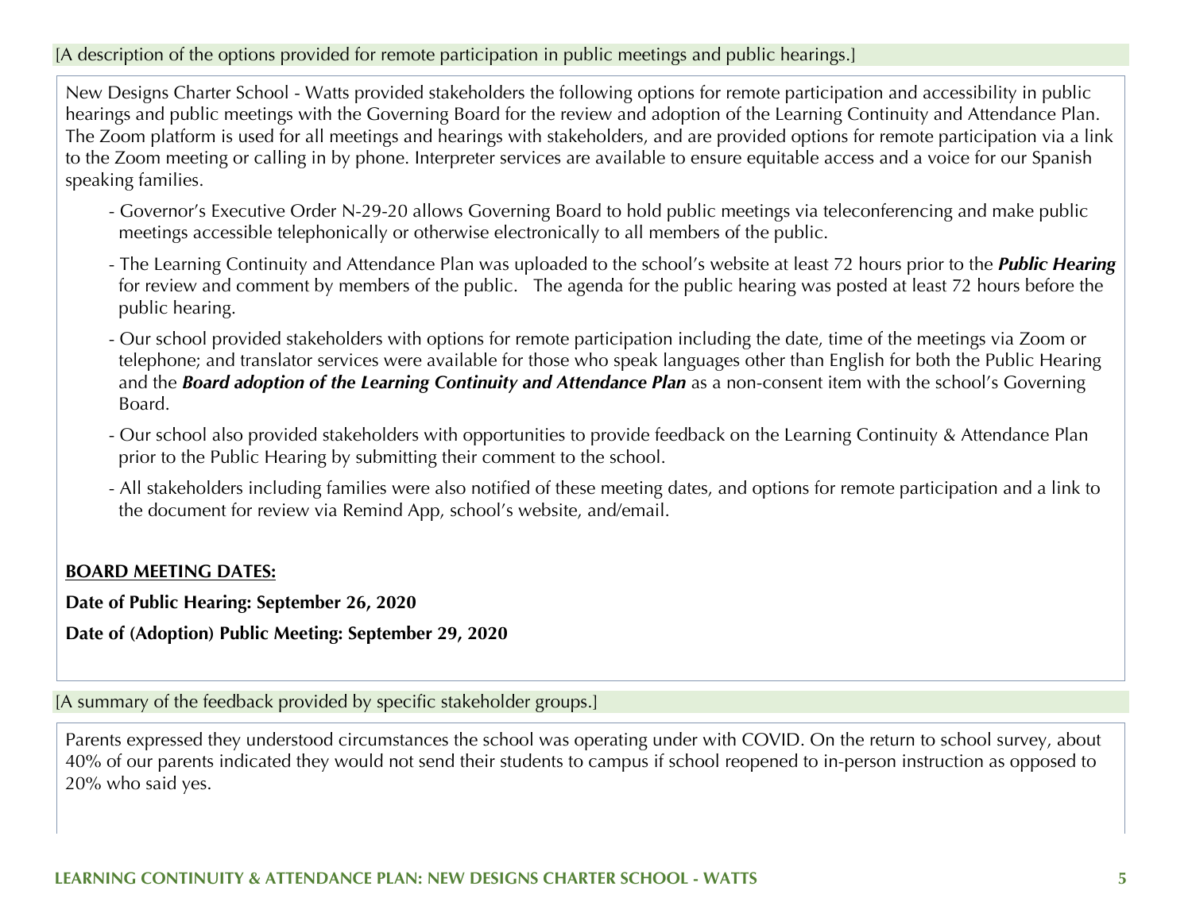[A description of the options provided for remote participation in public meetings and public hearings.]

New Designs Charter School - Watts provided stakeholders the following options for remote participation and accessibility in public hearings and public meetings with the Governing Board for the review and adoption of the Learning Continuity and Attendance Plan. The Zoom platform is used for all meetings and hearings with stakeholders, and are provided options for remote participation via a link to the Zoom meeting or calling in by phone. Interpreter services are available to ensure equitable access and a voice for our Spanish speaking families.

- Governor's Executive Order N-29-20 allows Governing Board to hold public meetings via teleconferencing and make public meetings accessible telephonically or otherwise electronically to all members of the public.
- The Learning Continuity and Attendance Plan was uploaded to the school's website at least 72 hours prior to the ***Public Hearing*** for review and comment by members of the public. The agenda for the public hearing was posted at least 72 hours before the public hearing.
- Our school provided stakeholders with options for remote participation including the date, time of the meetings via Zoom or telephone; and translator services were available for those who speak languages other than English for both the Public Hearing and the ***Board adoption of the Learning Continuity and Attendance Plan*** as a non-consent item with the school's Governing Board.
- Our school also provided stakeholders with opportunities to provide feedback on the Learning Continuity & Attendance Plan prior to the Public Hearing by submitting their comment to the school.
- All stakeholders including families were also notified of these meeting dates, and options for remote participation and a link to the document for review via Remind App, school's website, and/email.

**BOARD MEETING DATES:**

**Date of Public Hearing: September 26, 2020**

**Date of (Adoption) Public Meeting: September 29, 2020**

[A summary of the feedback provided by specific stakeholder groups.]

Parents expressed they understood circumstances the school was operating under with COVID. On the return to school survey, about 40% of our parents indicated they would not send their students to campus if school reopened to in-person instruction as opposed to 20% who said yes.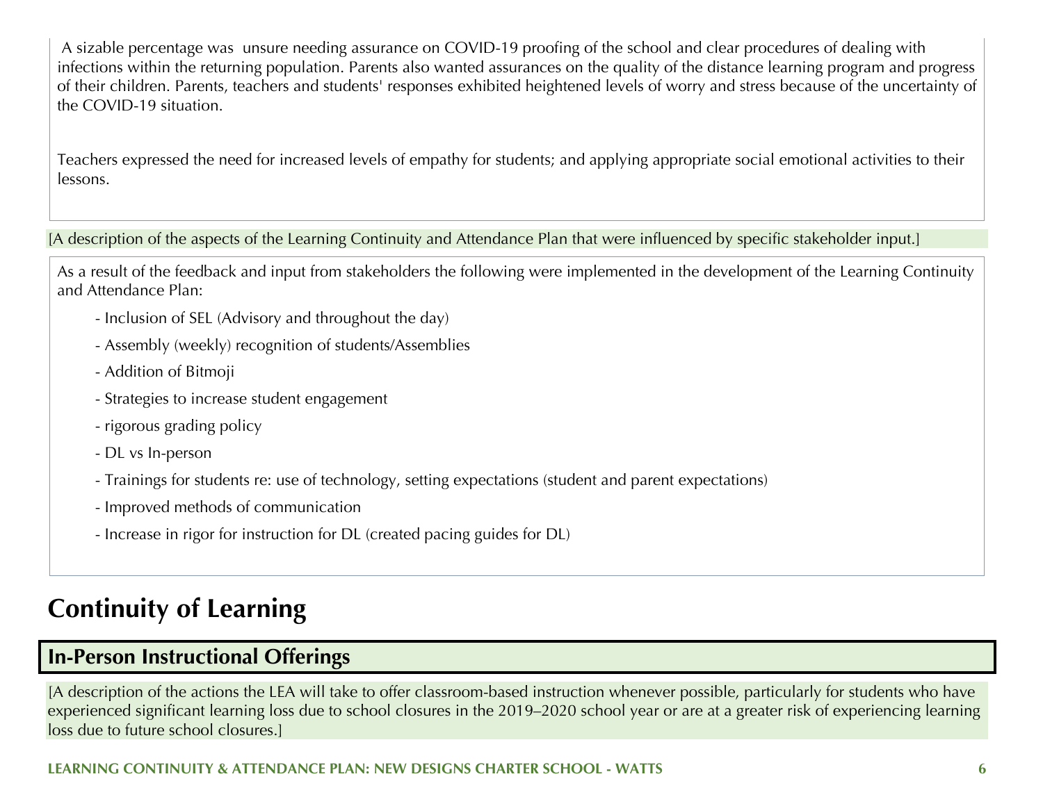A sizable percentage was unsure needing assurance on COVID-19 proofing of the school and clear procedures of dealing with infections within the returning population. Parents also wanted assurances on the quality of the distance learning program and progress of their children. Parents, teachers and students' responses exhibited heightened levels of worry and stress because of the uncertainty of the COVID-19 situation.

Teachers expressed the need for increased levels of empathy for students; and applying appropriate social emotional activities to their lessons.

[A description of the aspects of the Learning Continuity and Attendance Plan that were influenced by specific stakeholder input.]

As a result of the feedback and input from stakeholders the following were implemented in the development of the Learning Continuity and Attendance Plan:

- Inclusion of SEL (Advisory and throughout the day)
- Assembly (weekly) recognition of students/Assemblies
- Addition of Bitmoji
- Strategies to increase student engagement
- rigorous grading policy
- DL vs In-person
- Trainings for students re: use of technology, setting expectations (student and parent expectations)
- Improved methods of communication
- Increase in rigor for instruction for DL (created pacing guides for DL)

# Continuity of Learning

## In-Person Instructional Offerings

[A description of the actions the LEA will take to offer classroom-based instruction whenever possible, particularly for students who have experienced significant learning loss due to school closures in the 2019–2020 school year or are at a greater risk of experiencing learning loss due to future school closures.]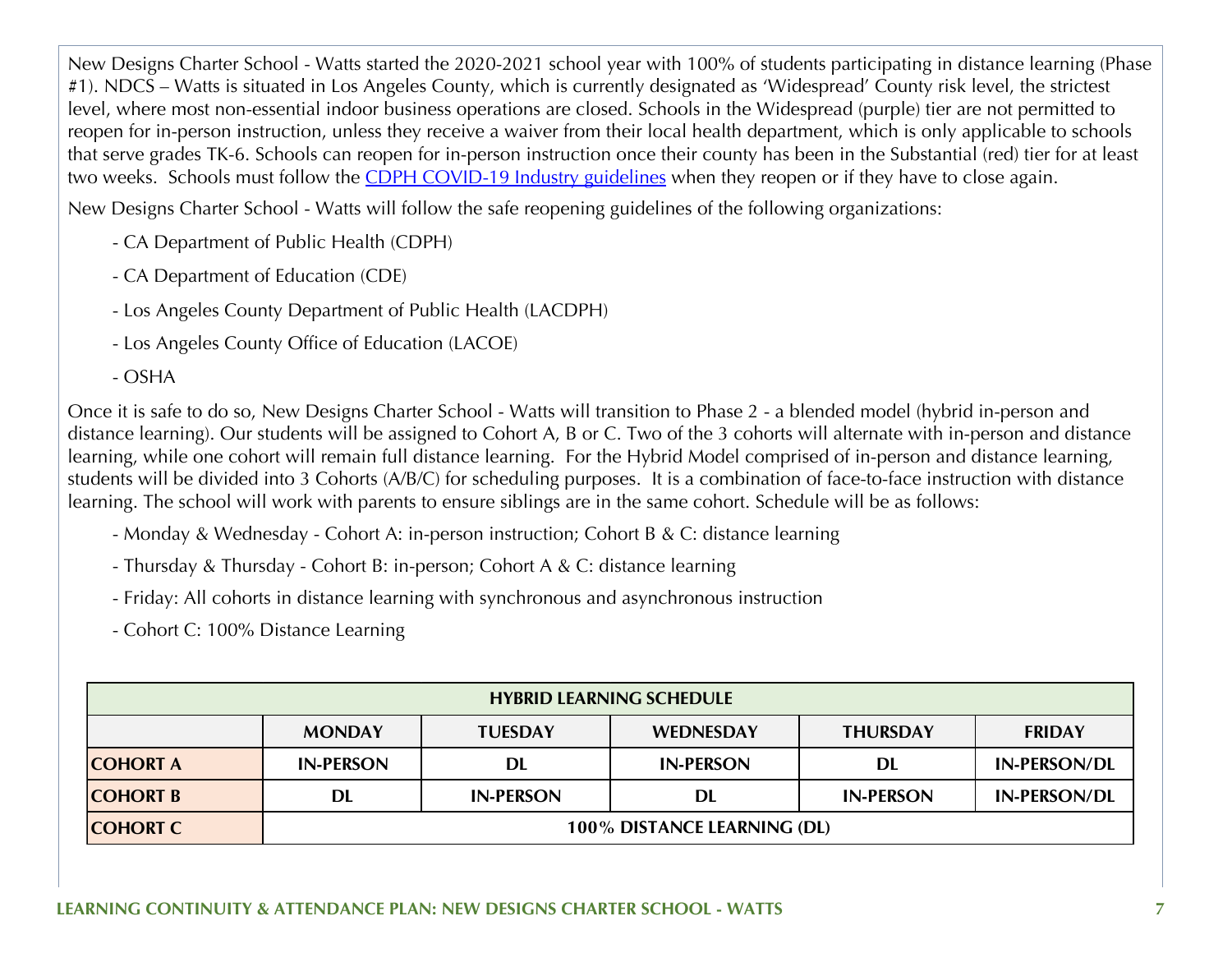New Designs Charter School - Watts started the 2020-2021 school year with 100% of students participating in distance learning (Phase #1). NDCS – Watts is situated in Los Angeles County, which is currently designated as 'Widespread' County risk level, the strictest level, where most non-essential indoor business operations are closed. Schools in the Widespread (purple) tier are not permitted to reopen for in-person instruction, unless they receive a waiver from their local health department, which is only applicable to schools that serve grades TK-6. Schools can reopen for in-person instruction once their county has been in the Substantial (red) tier for at least two weeks. Schools must follow the [CDPH COVID-19 Industry guidelines] when they reopen or if they have to close again.

New Designs Charter School - Watts will follow the safe reopening guidelines of the following organizations:

- CA Department of Public Health (CDPH)
- CA Department of Education (CDE)
- Los Angeles County Department of Public Health (LACDPH)
- Los Angeles County Office of Education (LACOE)
- OSHA

Once it is safe to do so, New Designs Charter School - Watts will transition to Phase 2 - a blended model (hybrid in-person and distance learning). Our students will be assigned to Cohort A, B or C. Two of the 3 cohorts will alternate with in-person and distance learning, while one cohort will remain full distance learning. For the Hybrid Model comprised of in-person and distance learning, students will be divided into 3 Cohorts (A/B/C) for scheduling purposes. It is a combination of face-to-face instruction with distance learning. The school will work with parents to ensure siblings are in the same cohort. Schedule will be as follows:

- Monday & Wednesday - Cohort A: in-person instruction; Cohort B & C: distance learning
- Thursday & Thursday - Cohort B: in-person; Cohort A & C: distance learning
- Friday: All cohorts in distance learning with synchronous and asynchronous instruction
- Cohort C: 100% Distance Learning

| HYBRID LEARNING SCHEDULE | | | | | |
|---|---|---|---|---|---|
| | **MONDAY** | **TUESDAY** | **WEDNESDAY** | **THURSDAY** | **FRIDAY** |
| **COHORT A** | IN-PERSON | DL | IN-PERSON | DL | IN-PERSON/DL |
| **COHORT B** | DL | IN-PERSON | DL | IN-PERSON | IN-PERSON/DL |
| **COHORT C** | 100% DISTANCE LEARNING (DL) | | | | |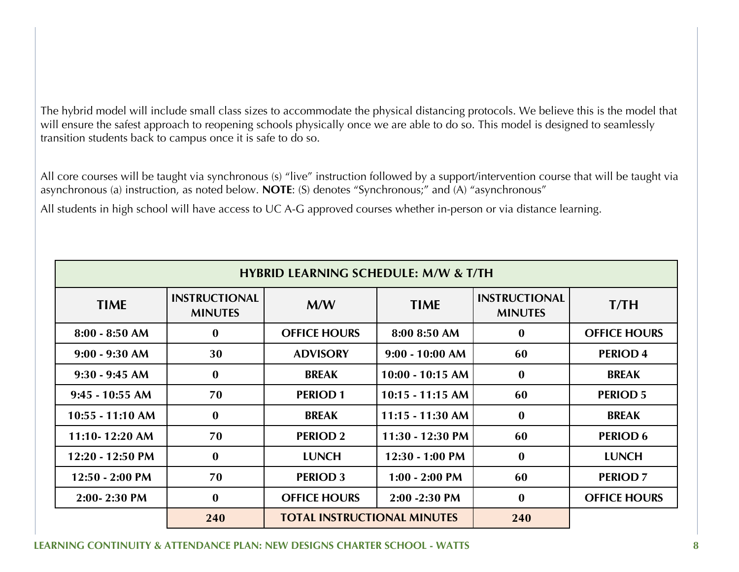The hybrid model will include small class sizes to accommodate the physical distancing protocols. We believe this is the model that will ensure the safest approach to reopening schools physically once we are able to do so. This model is designed to seamlessly transition students back to campus once it is safe to do so.

All core courses will be taught via synchronous (s) "live" instruction followed by a support/intervention course that will be taught via asynchronous (a) instruction, as noted below. **NOTE**: (S) denotes "Synchronous;" and (A) "asynchronous"

All students in high school will have access to UC A-G approved courses whether in-person or via distance learning.

| HYBRID LEARNING SCHEDULE: M/W & T/TH | | | | | |
|---|---|---|---|---|---|
| **TIME** | **INSTRUCTIONAL MINUTES** | **M/W** | **TIME** | **INSTRUCTIONAL MINUTES** | **T/TH** |
| 8:00 - 8:50 AM | 0 | OFFICE HOURS | 8:00 8:50 AM | 0 | OFFICE HOURS |
| 9:00 - 9:30 AM | 30 | ADVISORY | 9:00 - 10:00 AM | 60 | PERIOD 4 |
| 9:30 - 9:45 AM | 0 | BREAK | 10:00 - 10:15 AM | 0 | BREAK |
| 9:45 - 10:55 AM | 70 | PERIOD 1 | 10:15 - 11:15 AM | 60 | PERIOD 5 |
| 10:55 - 11:10 AM | 0 | BREAK | 11:15 - 11:30 AM | 0 | BREAK |
| 11:10- 12:20 AM | 70 | PERIOD 2 | 11:30 - 12:30 PM | 60 | PERIOD 6 |
| 12:20 - 12:50 PM | 0 | LUNCH | 12:30 - 1:00 PM | 0 | LUNCH |
| 12:50 - 2:00 PM | 70 | PERIOD 3 | 1:00 - 2:00 PM | 60 | PERIOD 7 |
| 2:00- 2:30 PM | 0 | OFFICE HOURS | 2:00 -2:30 PM | 0 | OFFICE HOURS |
| | 240 | TOTAL INSTRUCTIONAL MINUTES | | 240 | |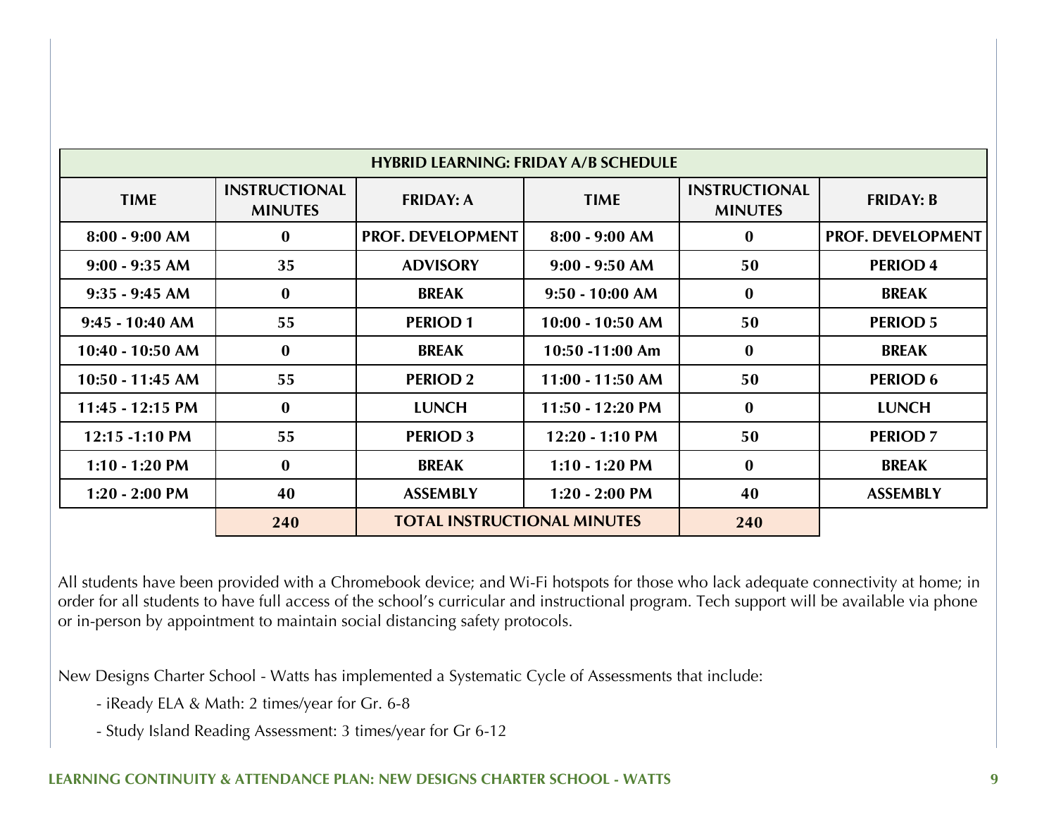| HYBRID LEARNING: FRIDAY A/B SCHEDULE | | | | | |
|---|---|---|---|---|---|
| **TIME** | **INSTRUCTIONAL MINUTES** | **FRIDAY: A** | **TIME** | **INSTRUCTIONAL MINUTES** | **FRIDAY: B** |
| 8:00 - 9:00 AM | 0 | PROF. DEVELOPMENT | 8:00 - 9:00 AM | 0 | PROF. DEVELOPMENT |
| 9:00 - 9:35 AM | 35 | ADVISORY | 9:00 - 9:50 AM | 50 | PERIOD 4 |
| 9:35 - 9:45 AM | 0 | BREAK | 9:50 - 10:00 AM | 0 | BREAK |
| 9:45 - 10:40 AM | 55 | PERIOD 1 | 10:00 - 10:50 AM | 50 | PERIOD 5 |
| 10:40 - 10:50 AM | 0 | BREAK | 10:50 -11:00 Am | 0 | BREAK |
| 10:50 - 11:45 AM | 55 | PERIOD 2 | 11:00 - 11:50 AM | 50 | PERIOD 6 |
| 11:45 - 12:15 PM | 0 | LUNCH | 11:50 - 12:20 PM | 0 | LUNCH |
| 12:15 -1:10 PM | 55 | PERIOD 3 | 12:20 - 1:10 PM | 50 | PERIOD 7 |
| 1:10 - 1:20 PM | 0 | BREAK | 1:10 - 1:20 PM | 0 | BREAK |
| 1:20 - 2:00 PM | 40 | ASSEMBLY | 1:20 - 2:00 PM | 40 | ASSEMBLY |
| | 240 | TOTAL INSTRUCTIONAL MINUTES | | 240 | |

All students have been provided with a Chromebook device; and Wi-Fi hotspots for those who lack adequate connectivity at home; in order for all students to have full access of the school's curricular and instructional program. Tech support will be available via phone or in-person by appointment to maintain social distancing safety protocols.

New Designs Charter School - Watts has implemented a Systematic Cycle of Assessments that include:

- iReady ELA & Math: 2 times/year for Gr. 6-8
- Study Island Reading Assessment: 3 times/year for Gr 6-12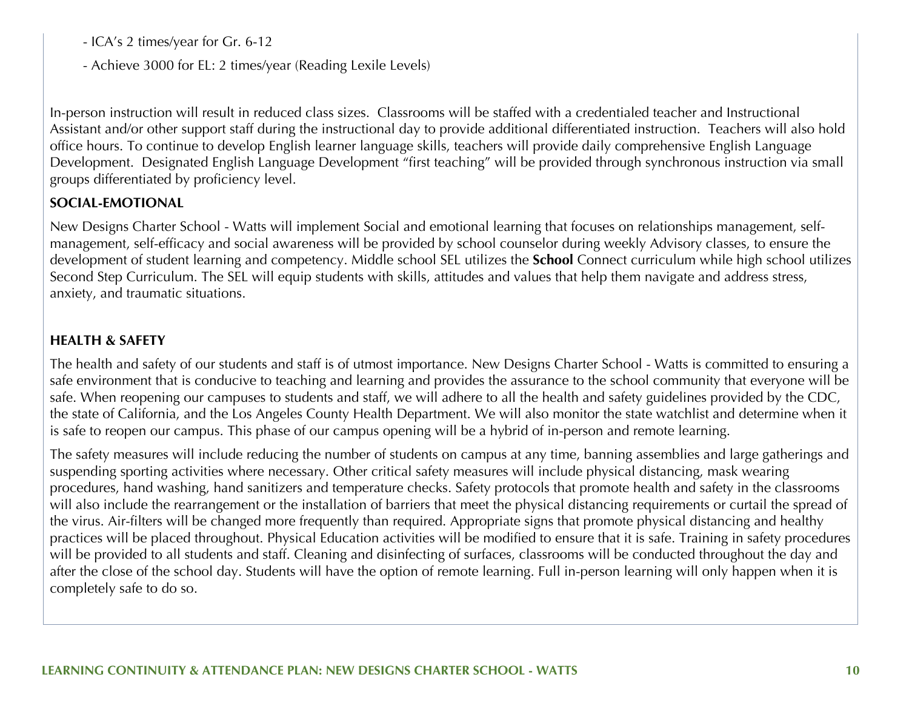- ICA's 2 times/year for Gr. 6-12

- Achieve 3000 for EL: 2 times/year (Reading Lexile Levels)

In-person instruction will result in reduced class sizes. Classrooms will be staffed with a credentialed teacher and Instructional Assistant and/or other support staff during the instructional day to provide additional differentiated instruction. Teachers will also hold office hours. To continue to develop English learner language skills, teachers will provide daily comprehensive English Language Development. Designated English Language Development "first teaching" will be provided through synchronous instruction via small groups differentiated by proficiency level.

**SOCIAL-EMOTIONAL**

New Designs Charter School - Watts will implement Social and emotional learning that focuses on relationships management, self-management, self-efficacy and social awareness will be provided by school counselor during weekly Advisory classes, to ensure the development of student learning and competency. Middle school SEL utilizes the **School** Connect curriculum while high school utilizes Second Step Curriculum. The SEL will equip students with skills, attitudes and values that help them navigate and address stress, anxiety, and traumatic situations.

**HEALTH & SAFETY**

The health and safety of our students and staff is of utmost importance. New Designs Charter School - Watts is committed to ensuring a safe environment that is conducive to teaching and learning and provides the assurance to the school community that everyone will be safe. When reopening our campuses to students and staff, we will adhere to all the health and safety guidelines provided by the CDC, the state of California, and the Los Angeles County Health Department. We will also monitor the state watchlist and determine when it is safe to reopen our campus. This phase of our campus opening will be a hybrid of in-person and remote learning.

The safety measures will include reducing the number of students on campus at any time, banning assemblies and large gatherings and suspending sporting activities where necessary. Other critical safety measures will include physical distancing, mask wearing procedures, hand washing, hand sanitizers and temperature checks. Safety protocols that promote health and safety in the classrooms will also include the rearrangement or the installation of barriers that meet the physical distancing requirements or curtail the spread of the virus. Air-filters will be changed more frequently than required. Appropriate signs that promote physical distancing and healthy practices will be placed throughout. Physical Education activities will be modified to ensure that it is safe. Training in safety procedures will be provided to all students and staff. Cleaning and disinfecting of surfaces, classrooms will be conducted throughout the day and after the close of the school day. Students will have the option of remote learning. Full in-person learning will only happen when it is completely safe to do so.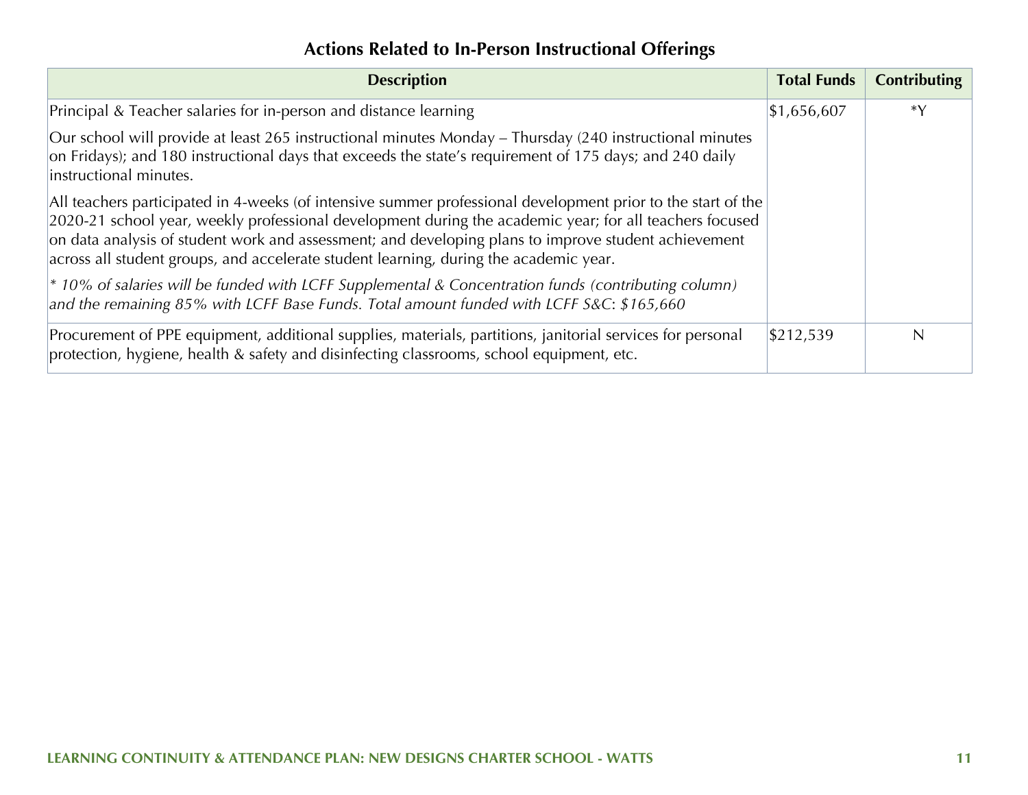## Actions Related to In-Person Instructional Offerings

| Description | Total Funds | Contributing |
|---|---|---|
| Principal & Teacher salaries for in-person and distance learning<br><br>Our school will provide at least 265 instructional minutes Monday – Thursday (240 instructional minutes on Fridays); and 180 instructional days that exceeds the state's requirement of 175 days; and 240 daily instructional minutes.<br><br>All teachers participated in 4-weeks (of intensive summer professional development prior to the start of the 2020-21 school year, weekly professional development during the academic year; for all teachers focused on data analysis of student work and assessment; and developing plans to improve student achievement across all student groups, and accelerate student learning, during the academic year.<br><br>*\* 10% of salaries will be funded with LCFF Supplemental & Concentration funds (contributing column) and the remaining 85% with LCFF Base Funds. Total amount funded with LCFF S&C: $165,660* | $1,656,607 | *Y |
| Procurement of PPE equipment, additional supplies, materials, partitions, janitorial services for personal protection, hygiene, health & safety and disinfecting classrooms, school equipment, etc. | $212,539 | N |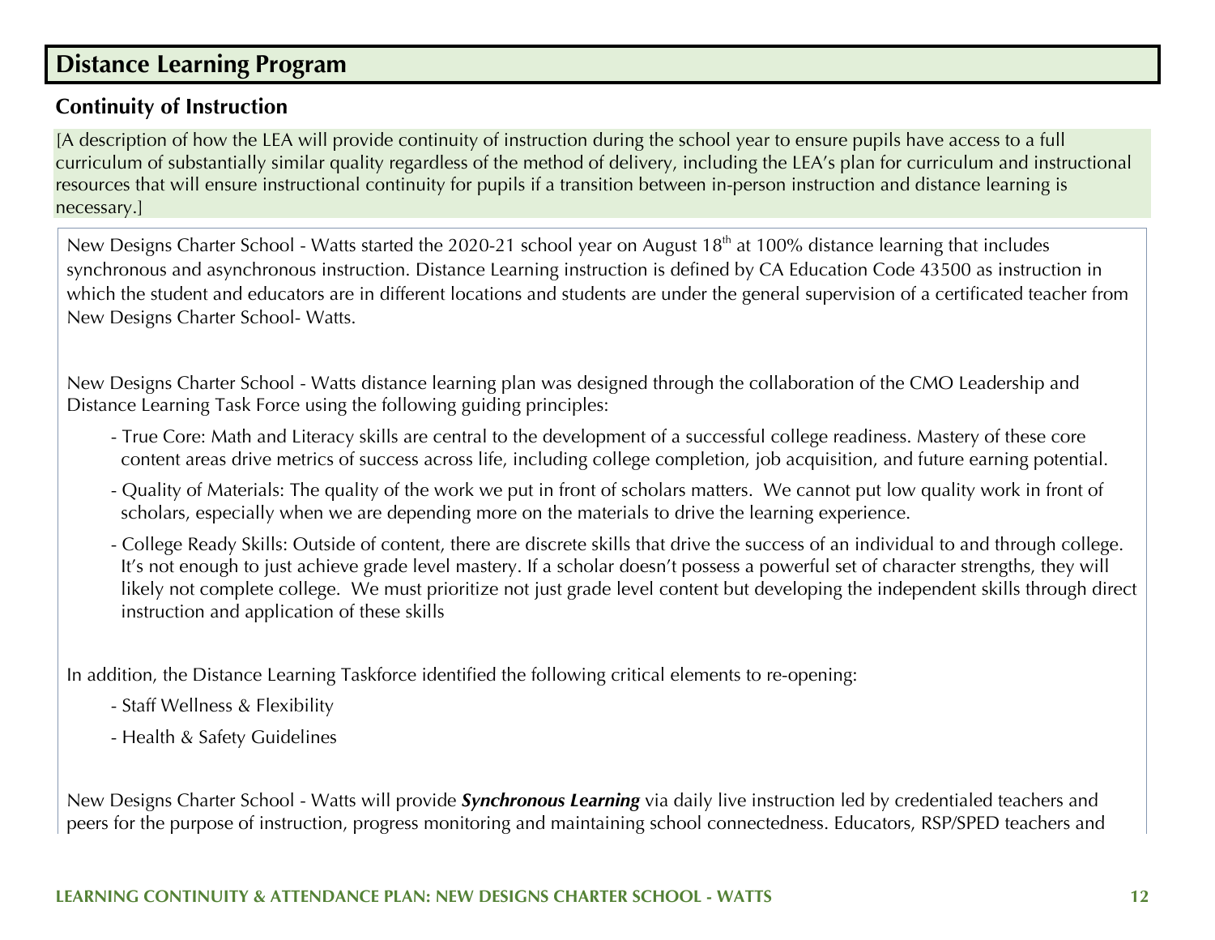## Distance Learning Program

### Continuity of Instruction

[A description of how the LEA will provide continuity of instruction during the school year to ensure pupils have access to a full curriculum of substantially similar quality regardless of the method of delivery, including the LEA's plan for curriculum and instructional resources that will ensure instructional continuity for pupils if a transition between in-person instruction and distance learning is necessary.]

New Designs Charter School - Watts started the 2020-21 school year on August 18th at 100% distance learning that includes synchronous and asynchronous instruction. Distance Learning instruction is defined by CA Education Code 43500 as instruction in which the student and educators are in different locations and students are under the general supervision of a certificated teacher from New Designs Charter School- Watts.

New Designs Charter School - Watts distance learning plan was designed through the collaboration of the CMO Leadership and Distance Learning Task Force using the following guiding principles:

- True Core: Math and Literacy skills are central to the development of a successful college readiness. Mastery of these core content areas drive metrics of success across life, including college completion, job acquisition, and future earning potential.
- Quality of Materials: The quality of the work we put in front of scholars matters. We cannot put low quality work in front of scholars, especially when we are depending more on the materials to drive the learning experience.
- College Ready Skills: Outside of content, there are discrete skills that drive the success of an individual to and through college. It's not enough to just achieve grade level mastery. If a scholar doesn't possess a powerful set of character strengths, they will likely not complete college. We must prioritize not just grade level content but developing the independent skills through direct instruction and application of these skills

In addition, the Distance Learning Taskforce identified the following critical elements to re-opening:

- Staff Wellness & Flexibility
- Health & Safety Guidelines

New Designs Charter School - Watts will provide ***Synchronous Learning*** via daily live instruction led by credentialed teachers and peers for the purpose of instruction, progress monitoring and maintaining school connectedness. Educators, RSP/SPED teachers and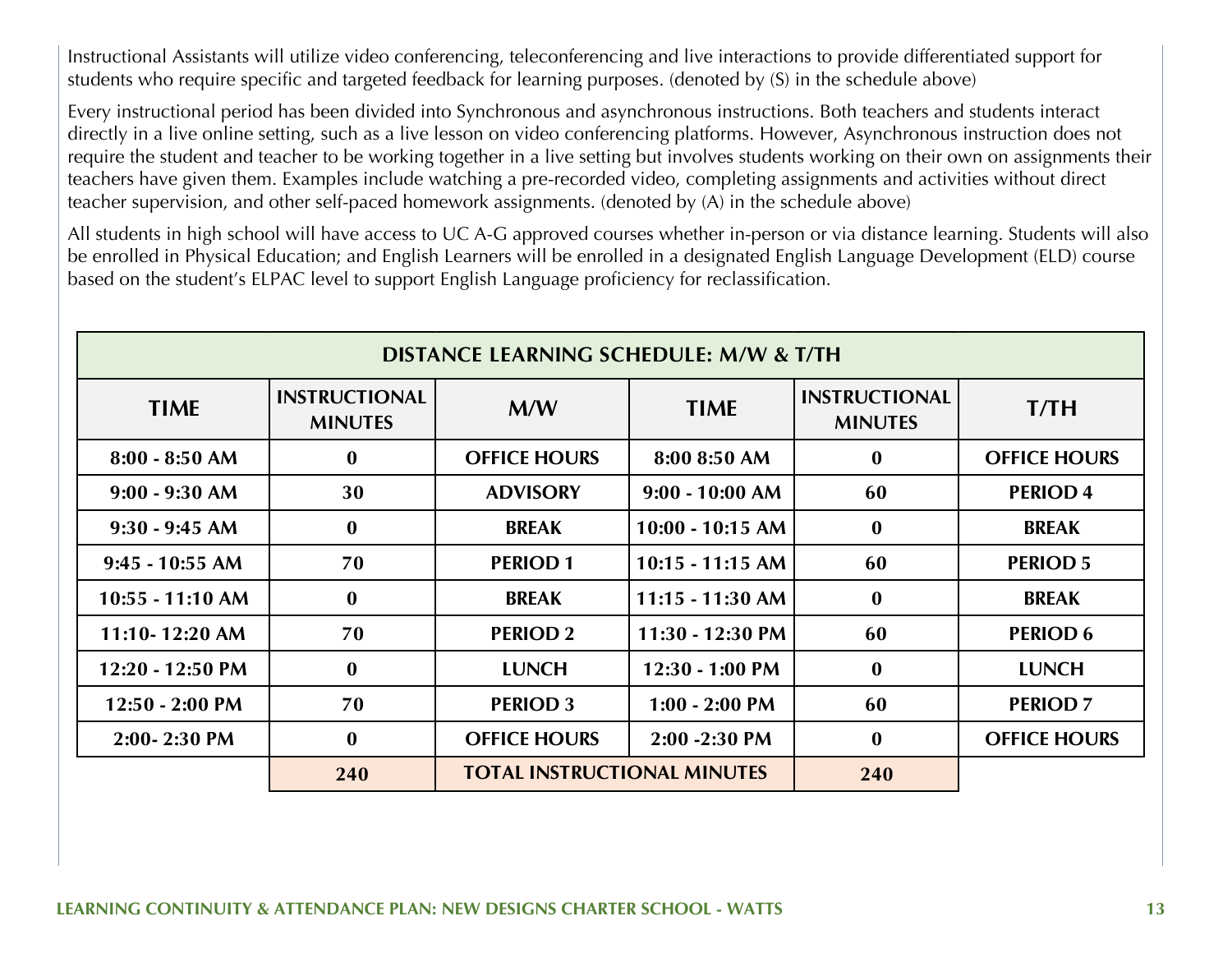Instructional Assistants will utilize video conferencing, teleconferencing and live interactions to provide differentiated support for students who require specific and targeted feedback for learning purposes. (denoted by (S) in the schedule above)

Every instructional period has been divided into Synchronous and asynchronous instructions. Both teachers and students interact directly in a live online setting, such as a live lesson on video conferencing platforms. However, Asynchronous instruction does not require the student and teacher to be working together in a live setting but involves students working on their own on assignments their teachers have given them. Examples include watching a pre-recorded video, completing assignments and activities without direct teacher supervision, and other self-paced homework assignments. (denoted by (A) in the schedule above)

All students in high school will have access to UC A-G approved courses whether in-person or via distance learning. Students will also be enrolled in Physical Education; and English Learners will be enrolled in a designated English Language Development (ELD) course based on the student's ELPAC level to support English Language proficiency for reclassification.

| DISTANCE LEARNING SCHEDULE: M/W & T/TH | | | | | |
|---|---|---|---|---|---|
| **TIME** | **INSTRUCTIONAL MINUTES** | **M/W** | **TIME** | **INSTRUCTIONAL MINUTES** | **T/TH** |
| 8:00 - 8:50 AM | 0 | OFFICE HOURS | 8:00 8:50 AM | 0 | OFFICE HOURS |
| 9:00 - 9:30 AM | 30 | ADVISORY | 9:00 - 10:00 AM | 60 | PERIOD 4 |
| 9:30 - 9:45 AM | 0 | BREAK | 10:00 - 10:15 AM | 0 | BREAK |
| 9:45 - 10:55 AM | 70 | PERIOD 1 | 10:15 - 11:15 AM | 60 | PERIOD 5 |
| 10:55 - 11:10 AM | 0 | BREAK | 11:15 - 11:30 AM | 0 | BREAK |
| 11:10- 12:20 AM | 70 | PERIOD 2 | 11:30 - 12:30 PM | 60 | PERIOD 6 |
| 12:20 - 12:50 PM | 0 | LUNCH | 12:30 - 1:00 PM | 0 | LUNCH |
| 12:50 - 2:00 PM | 70 | PERIOD 3 | 1:00 - 2:00 PM | 60 | PERIOD 7 |
| 2:00- 2:30 PM | 0 | OFFICE HOURS | 2:00 -2:30 PM | 0 | OFFICE HOURS |
| | 240 | TOTAL INSTRUCTIONAL MINUTES | | 240 | |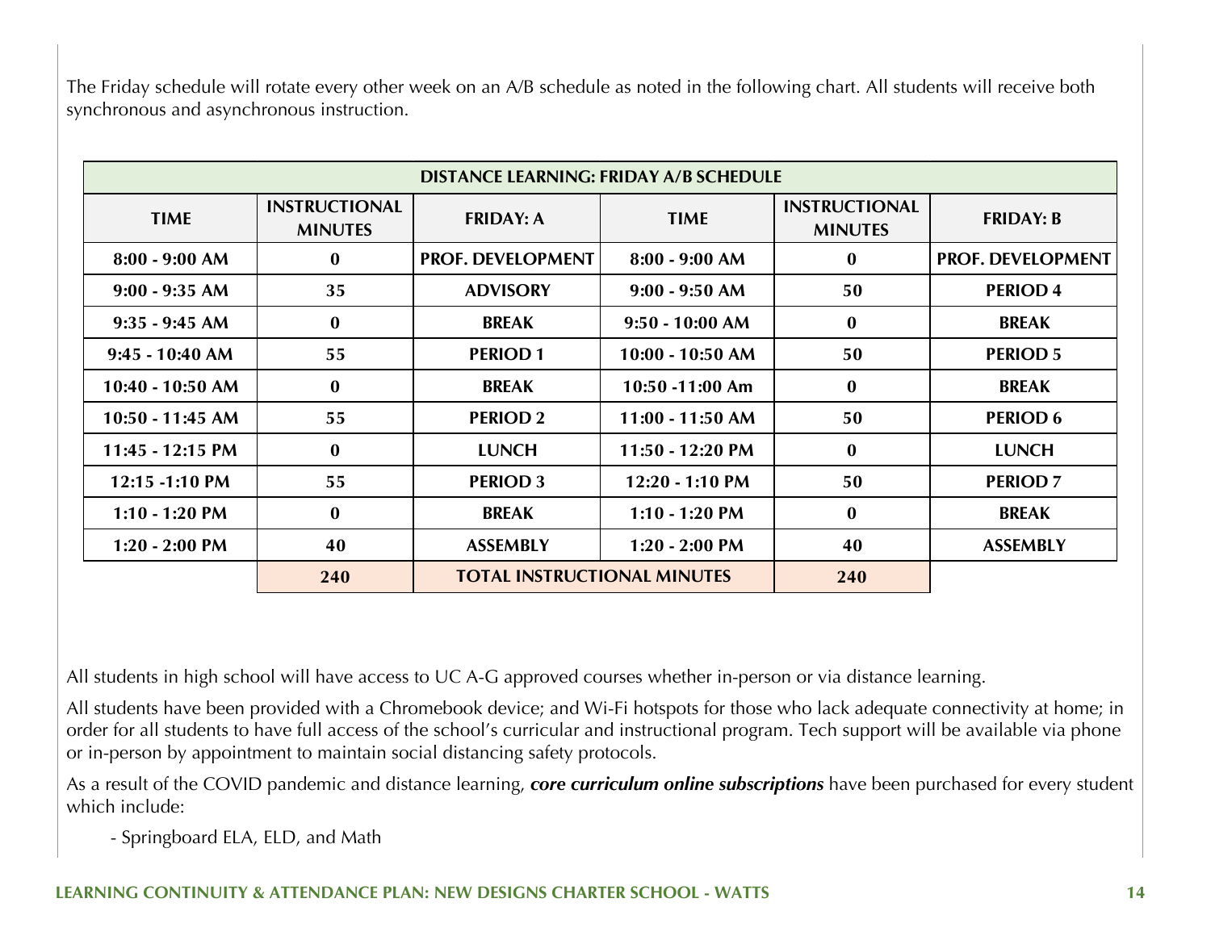The Friday schedule will rotate every other week on an A/B schedule as noted in the following chart. All students will receive both synchronous and asynchronous instruction.

| DISTANCE LEARNING: FRIDAY A/B SCHEDULE | | | | | |
|---|---|---|---|---|---|
| **TIME** | **INSTRUCTIONAL MINUTES** | **FRIDAY: A** | **TIME** | **INSTRUCTIONAL MINUTES** | **FRIDAY: B** |
| 8:00 - 9:00 AM | 0 | PROF. DEVELOPMENT | 8:00 - 9:00 AM | 0 | PROF. DEVELOPMENT |
| 9:00 - 9:35 AM | 35 | ADVISORY | 9:00 - 9:50 AM | 50 | PERIOD 4 |
| 9:35 - 9:45 AM | 0 | BREAK | 9:50 - 10:00 AM | 0 | BREAK |
| 9:45 - 10:40 AM | 55 | PERIOD 1 | 10:00 - 10:50 AM | 50 | PERIOD 5 |
| 10:40 - 10:50 AM | 0 | BREAK | 10:50 -11:00 Am | 0 | BREAK |
| 10:50 - 11:45 AM | 55 | PERIOD 2 | 11:00 - 11:50 AM | 50 | PERIOD 6 |
| 11:45 - 12:15 PM | 0 | LUNCH | 11:50 - 12:20 PM | 0 | LUNCH |
| 12:15 -1:10 PM | 55 | PERIOD 3 | 12:20 - 1:10 PM | 50 | PERIOD 7 |
| 1:10 - 1:20 PM | 0 | BREAK | 1:10 - 1:20 PM | 0 | BREAK |
| 1:20 - 2:00 PM | 40 | ASSEMBLY | 1:20 - 2:00 PM | 40 | ASSEMBLY |
| | 240 | TOTAL INSTRUCTIONAL MINUTES | | 240 | |

All students in high school will have access to UC A-G approved courses whether in-person or via distance learning.

All students have been provided with a Chromebook device; and Wi-Fi hotspots for those who lack adequate connectivity at home; in order for all students to have full access of the school's curricular and instructional program. Tech support will be available via phone or in-person by appointment to maintain social distancing safety protocols.

As a result of the COVID pandemic and distance learning, ***core curriculum online subscriptions*** have been purchased for every student which include:

- Springboard ELA, ELD, and Math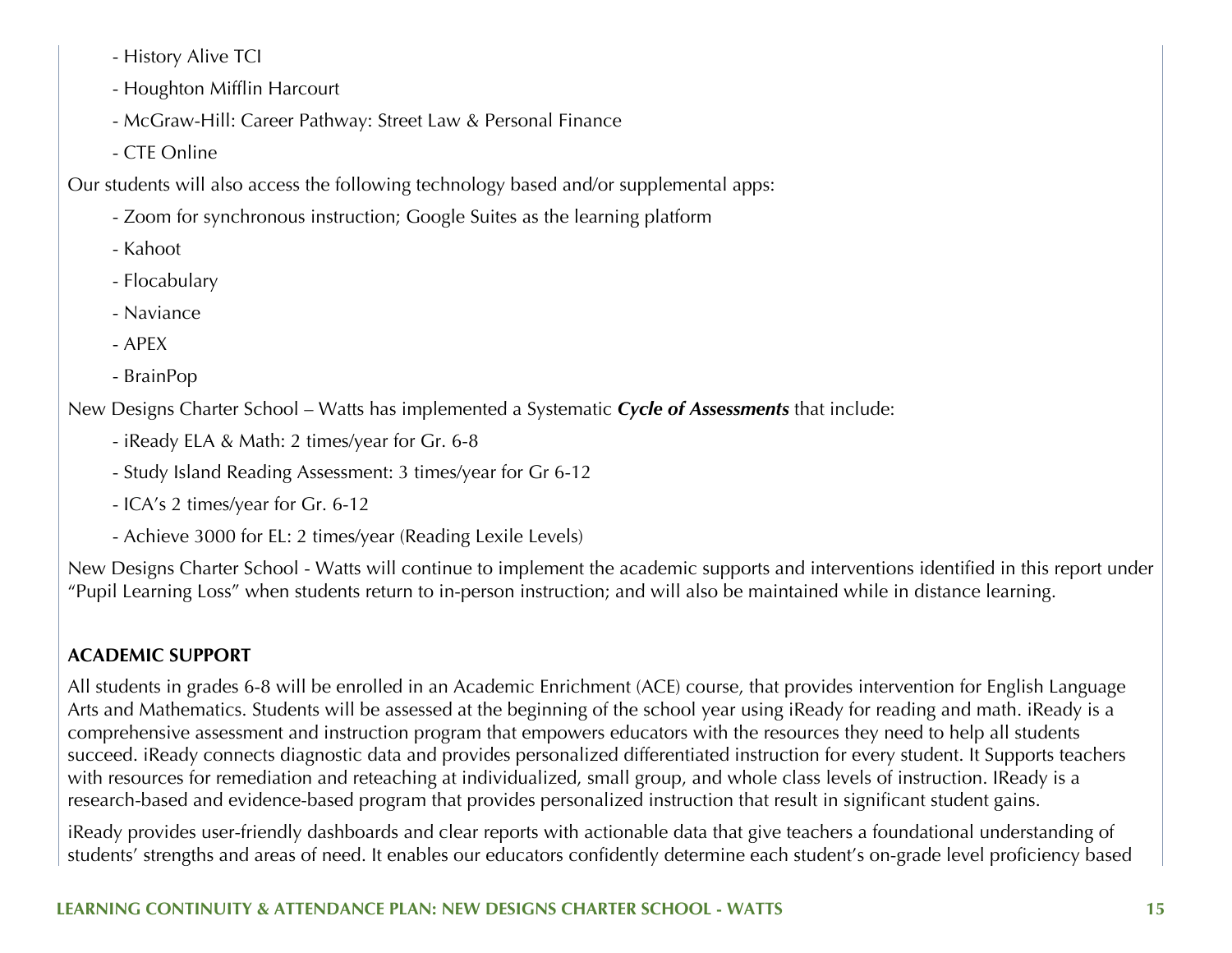- History Alive TCI
- Houghton Mifflin Harcourt
- McGraw-Hill: Career Pathway: Street Law & Personal Finance
- CTE Online

Our students will also access the following technology based and/or supplemental apps:

- Zoom for synchronous instruction; Google Suites as the learning platform
- Kahoot
- Flocabulary
- Naviance
- APEX
- BrainPop

New Designs Charter School – Watts has implemented a Systematic ***Cycle of Assessments*** that include:

- iReady ELA & Math: 2 times/year for Gr. 6-8
- Study Island Reading Assessment: 3 times/year for Gr 6-12
- ICA's 2 times/year for Gr. 6-12
- Achieve 3000 for EL: 2 times/year (Reading Lexile Levels)

New Designs Charter School - Watts will continue to implement the academic supports and interventions identified in this report under "Pupil Learning Loss" when students return to in-person instruction; and will also be maintained while in distance learning.

**ACADEMIC SUPPORT**

All students in grades 6-8 will be enrolled in an Academic Enrichment (ACE) course, that provides intervention for English Language Arts and Mathematics. Students will be assessed at the beginning of the school year using iReady for reading and math. iReady is a comprehensive assessment and instruction program that empowers educators with the resources they need to help all students succeed. iReady connects diagnostic data and provides personalized differentiated instruction for every student. It Supports teachers with resources for remediation and reteaching at individualized, small group, and whole class levels of instruction. IReady is a research-based and evidence-based program that provides personalized instruction that result in significant student gains.

iReady provides user-friendly dashboards and clear reports with actionable data that give teachers a foundational understanding of students' strengths and areas of need. It enables our educators confidently determine each student's on-grade level proficiency based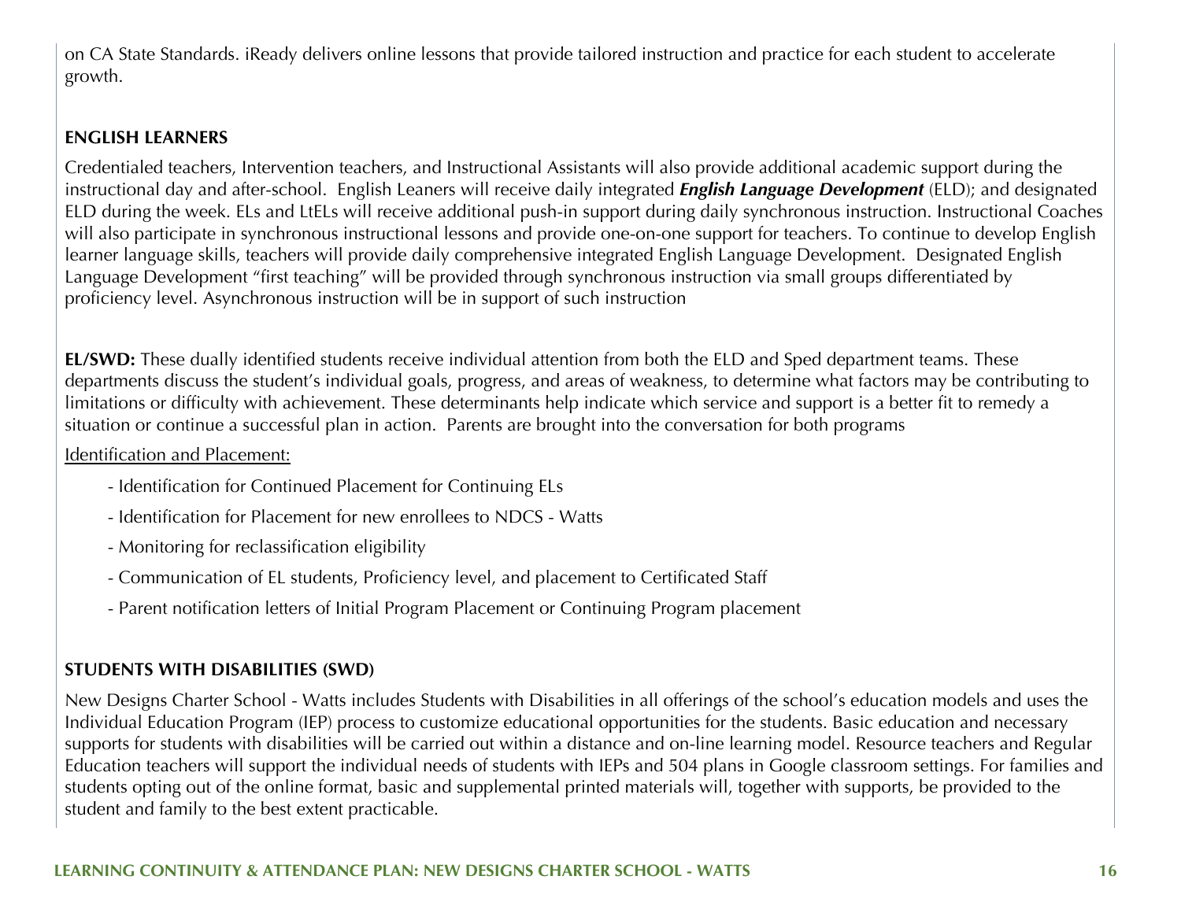on CA State Standards. iReady delivers online lessons that provide tailored instruction and practice for each student to accelerate growth.

**ENGLISH LEARNERS**

Credentialed teachers, Intervention teachers, and Instructional Assistants will also provide additional academic support during the instructional day and after-school. English Leaners will receive daily integrated ***English Language Development*** (ELD); and designated ELD during the week. ELs and LtELs will receive additional push-in support during daily synchronous instruction. Instructional Coaches will also participate in synchronous instructional lessons and provide one-on-one support for teachers. To continue to develop English learner language skills, teachers will provide daily comprehensive integrated English Language Development. Designated English Language Development "first teaching" will be provided through synchronous instruction via small groups differentiated by proficiency level. Asynchronous instruction will be in support of such instruction

**EL/SWD:** These dually identified students receive individual attention from both the ELD and Sped department teams. These departments discuss the student's individual goals, progress, and areas of weakness, to determine what factors may be contributing to limitations or difficulty with achievement. These determinants help indicate which service and support is a better fit to remedy a situation or continue a successful plan in action. Parents are brought into the conversation for both programs

<u>Identification and Placement:</u>

- Identification for Continued Placement for Continuing ELs
- Identification for Placement for new enrollees to NDCS - Watts
- Monitoring for reclassification eligibility
- Communication of EL students, Proficiency level, and placement to Certificated Staff
- Parent notification letters of Initial Program Placement or Continuing Program placement

**STUDENTS WITH DISABILITIES (SWD)**

New Designs Charter School - Watts includes Students with Disabilities in all offerings of the school's education models and uses the Individual Education Program (IEP) process to customize educational opportunities for the students. Basic education and necessary supports for students with disabilities will be carried out within a distance and on-line learning model. Resource teachers and Regular Education teachers will support the individual needs of students with IEPs and 504 plans in Google classroom settings. For families and students opting out of the online format, basic and supplemental printed materials will, together with supports, be provided to the student and family to the best extent practicable.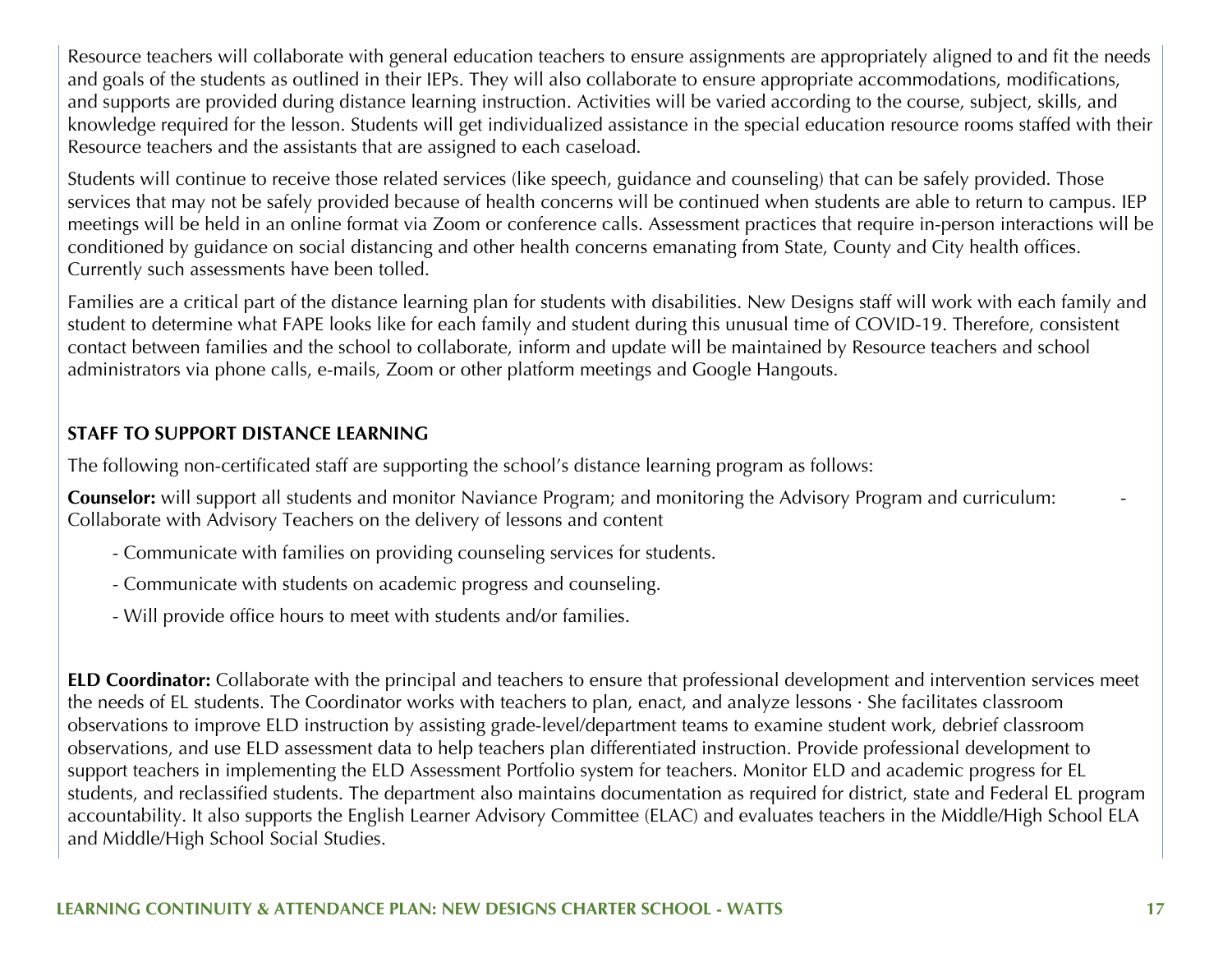Resource teachers will collaborate with general education teachers to ensure assignments are appropriately aligned to and fit the needs and goals of the students as outlined in their IEPs. They will also collaborate to ensure appropriate accommodations, modifications, and supports are provided during distance learning instruction. Activities will be varied according to the course, subject, skills, and knowledge required for the lesson. Students will get individualized assistance in the special education resource rooms staffed with their Resource teachers and the assistants that are assigned to each caseload.

Students will continue to receive those related services (like speech, guidance and counseling) that can be safely provided. Those services that may not be safely provided because of health concerns will be continued when students are able to return to campus. IEP meetings will be held in an online format via Zoom or conference calls. Assessment practices that require in-person interactions will be conditioned by guidance on social distancing and other health concerns emanating from State, County and City health offices. Currently such assessments have been tolled.

Families are a critical part of the distance learning plan for students with disabilities. New Designs staff will work with each family and student to determine what FAPE looks like for each family and student during this unusual time of COVID-19. Therefore, consistent contact between families and the school to collaborate, inform and update will be maintained by Resource teachers and school administrators via phone calls, e-mails, Zoom or other platform meetings and Google Hangouts.

**STAFF TO SUPPORT DISTANCE LEARNING**

The following non-certificated staff are supporting the school's distance learning program as follows:

**Counselor:** will support all students and monitor Naviance Program; and monitoring the Advisory Program and curriculum: - Collaborate with Advisory Teachers on the delivery of lessons and content

- Communicate with families on providing counseling services for students.
- Communicate with students on academic progress and counseling.
- Will provide office hours to meet with students and/or families.

**ELD Coordinator:** Collaborate with the principal and teachers to ensure that professional development and intervention services meet the needs of EL students. The Coordinator works with teachers to plan, enact, and analyze lessons · She facilitates classroom observations to improve ELD instruction by assisting grade-level/department teams to examine student work, debrief classroom observations, and use ELD assessment data to help teachers plan differentiated instruction. Provide professional development to support teachers in implementing the ELD Assessment Portfolio system for teachers. Monitor ELD and academic progress for EL students, and reclassified students. The department also maintains documentation as required for district, state and Federal EL program accountability. It also supports the English Learner Advisory Committee (ELAC) and evaluates teachers in the Middle/High School ELA and Middle/High School Social Studies.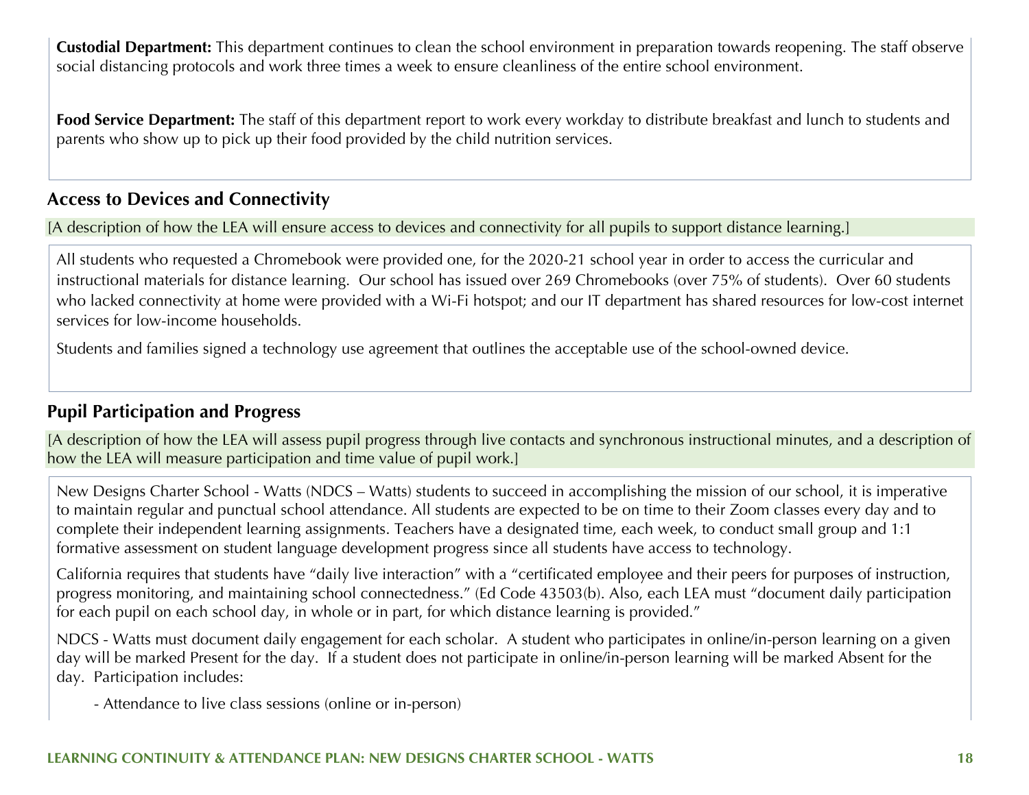**Custodial Department:** This department continues to clean the school environment in preparation towards reopening. The staff observe social distancing protocols and work three times a week to ensure cleanliness of the entire school environment.

**Food Service Department:** The staff of this department report to work every workday to distribute breakfast and lunch to students and parents who show up to pick up their food provided by the child nutrition services.

## Access to Devices and Connectivity

[A description of how the LEA will ensure access to devices and connectivity for all pupils to support distance learning.]

All students who requested a Chromebook were provided one, for the 2020-21 school year in order to access the curricular and instructional materials for distance learning. Our school has issued over 269 Chromebooks (over 75% of students). Over 60 students who lacked connectivity at home were provided with a Wi-Fi hotspot; and our IT department has shared resources for low-cost internet services for low-income households.

Students and families signed a technology use agreement that outlines the acceptable use of the school-owned device.

## Pupil Participation and Progress

[A description of how the LEA will assess pupil progress through live contacts and synchronous instructional minutes, and a description of how the LEA will measure participation and time value of pupil work.]

New Designs Charter School - Watts (NDCS – Watts) students to succeed in accomplishing the mission of our school, it is imperative to maintain regular and punctual school attendance. All students are expected to be on time to their Zoom classes every day and to complete their independent learning assignments. Teachers have a designated time, each week, to conduct small group and 1:1 formative assessment on student language development progress since all students have access to technology.

California requires that students have "daily live interaction" with a "certificated employee and their peers for purposes of instruction, progress monitoring, and maintaining school connectedness." (Ed Code 43503(b). Also, each LEA must "document daily participation for each pupil on each school day, in whole or in part, for which distance learning is provided."

NDCS - Watts must document daily engagement for each scholar. A student who participates in online/in-person learning on a given day will be marked Present for the day. If a student does not participate in online/in-person learning will be marked Absent for the day. Participation includes:

- Attendance to live class sessions (online or in-person)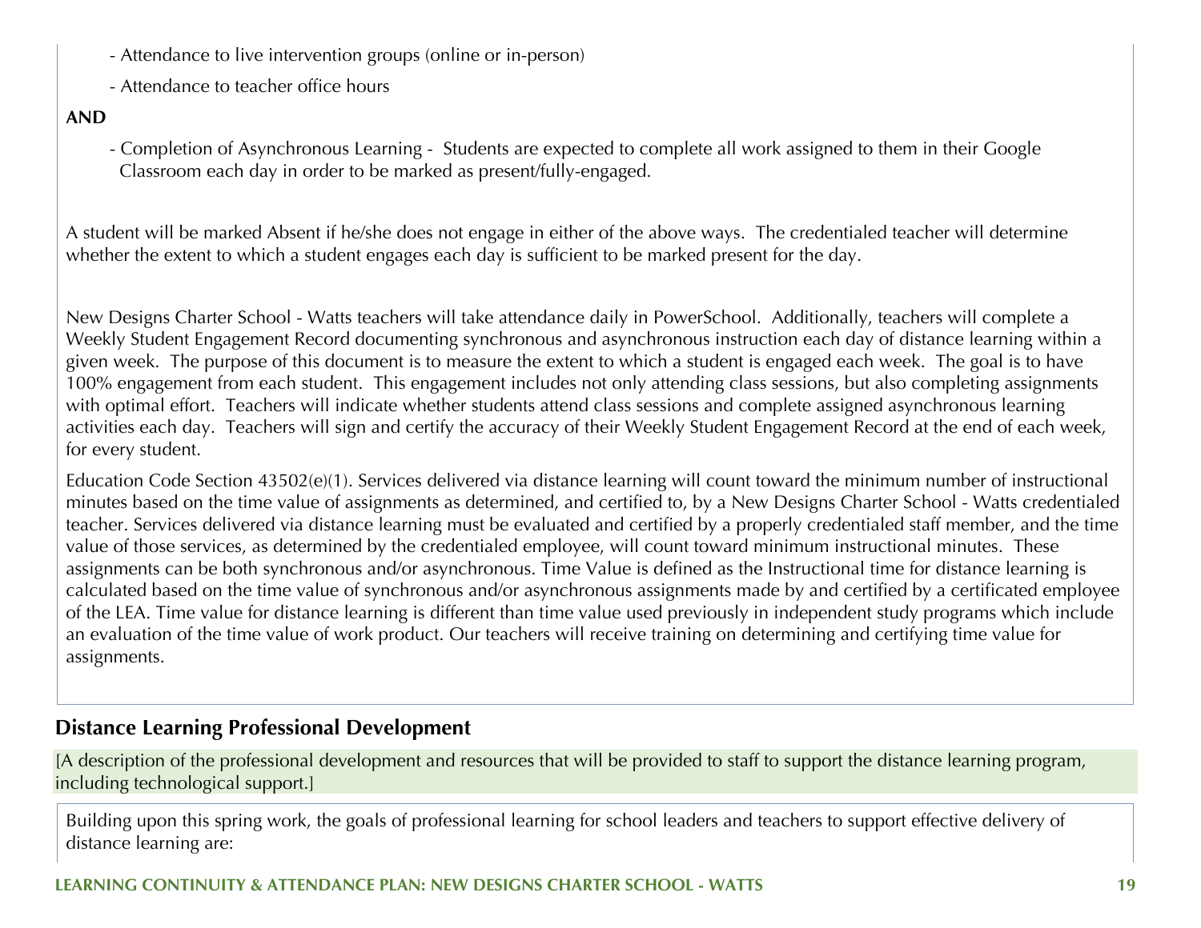- Attendance to live intervention groups (online or in-person)

- Attendance to teacher office hours

**AND**

- Completion of Asynchronous Learning - Students are expected to complete all work assigned to them in their Google Classroom each day in order to be marked as present/fully-engaged.

A student will be marked Absent if he/she does not engage in either of the above ways. The credentialed teacher will determine whether the extent to which a student engages each day is sufficient to be marked present for the day.

New Designs Charter School - Watts teachers will take attendance daily in PowerSchool. Additionally, teachers will complete a Weekly Student Engagement Record documenting synchronous and asynchronous instruction each day of distance learning within a given week. The purpose of this document is to measure the extent to which a student is engaged each week. The goal is to have 100% engagement from each student. This engagement includes not only attending class sessions, but also completing assignments with optimal effort. Teachers will indicate whether students attend class sessions and complete assigned asynchronous learning activities each day. Teachers will sign and certify the accuracy of their Weekly Student Engagement Record at the end of each week, for every student.

Education Code Section 43502(e)(1). Services delivered via distance learning will count toward the minimum number of instructional minutes based on the time value of assignments as determined, and certified to, by a New Designs Charter School - Watts credentialed teacher. Services delivered via distance learning must be evaluated and certified by a properly credentialed staff member, and the time value of those services, as determined by the credentialed employee, will count toward minimum instructional minutes. These assignments can be both synchronous and/or asynchronous. Time Value is defined as the Instructional time for distance learning is calculated based on the time value of synchronous and/or asynchronous assignments made by and certified by a certificated employee of the LEA. Time value for distance learning is different than time value used previously in independent study programs which include an evaluation of the time value of work product. Our teachers will receive training on determining and certifying time value for assignments.

## Distance Learning Professional Development

[A description of the professional development and resources that will be provided to staff to support the distance learning program, including technological support.]

Building upon this spring work, the goals of professional learning for school leaders and teachers to support effective delivery of distance learning are: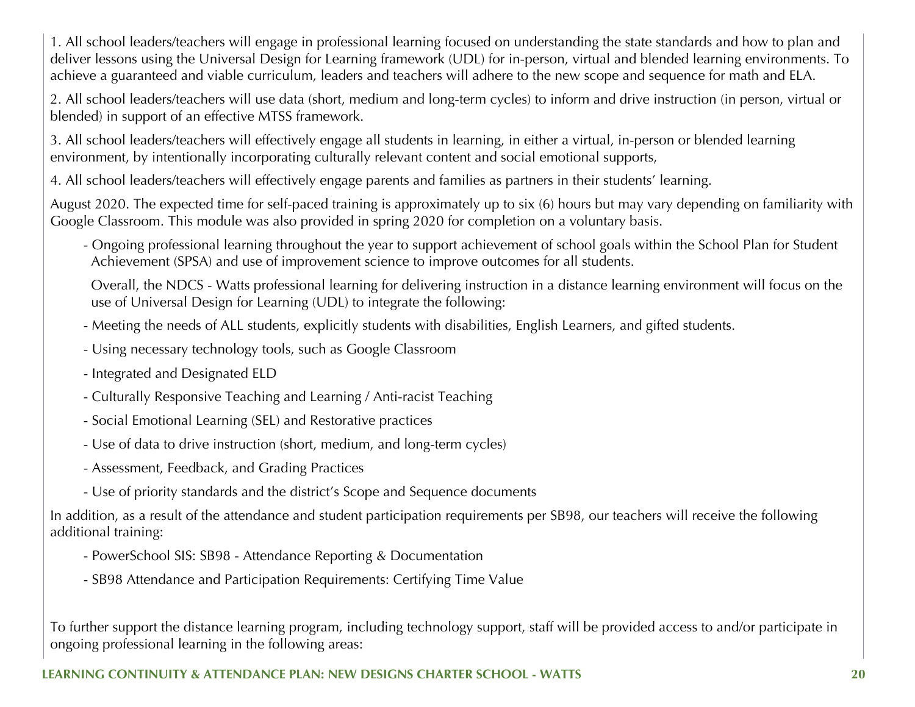1. All school leaders/teachers will engage in professional learning focused on understanding the state standards and how to plan and deliver lessons using the Universal Design for Learning framework (UDL) for in-person, virtual and blended learning environments. To achieve a guaranteed and viable curriculum, leaders and teachers will adhere to the new scope and sequence for math and ELA.

2. All school leaders/teachers will use data (short, medium and long-term cycles) to inform and drive instruction (in person, virtual or blended) in support of an effective MTSS framework.

3. All school leaders/teachers will effectively engage all students in learning, in either a virtual, in-person or blended learning environment, by intentionally incorporating culturally relevant content and social emotional supports,

4. All school leaders/teachers will effectively engage parents and families as partners in their students' learning.

August 2020. The expected time for self-paced training is approximately up to six (6) hours but may vary depending on familiarity with Google Classroom. This module was also provided in spring 2020 for completion on a voluntary basis.

- Ongoing professional learning throughout the year to support achievement of school goals within the School Plan for Student Achievement (SPSA) and use of improvement science to improve outcomes for all students.

  Overall, the NDCS - Watts professional learning for delivering instruction in a distance learning environment will focus on the use of Universal Design for Learning (UDL) to integrate the following:

- Meeting the needs of ALL students, explicitly students with disabilities, English Learners, and gifted students.
- Using necessary technology tools, such as Google Classroom
- Integrated and Designated ELD
- Culturally Responsive Teaching and Learning / Anti-racist Teaching
- Social Emotional Learning (SEL) and Restorative practices
- Use of data to drive instruction (short, medium, and long-term cycles)
- Assessment, Feedback, and Grading Practices
- Use of priority standards and the district's Scope and Sequence documents

In addition, as a result of the attendance and student participation requirements per SB98, our teachers will receive the following additional training:

- PowerSchool SIS: SB98 - Attendance Reporting & Documentation
- SB98 Attendance and Participation Requirements: Certifying Time Value

To further support the distance learning program, including technology support, staff will be provided access to and/or participate in ongoing professional learning in the following areas: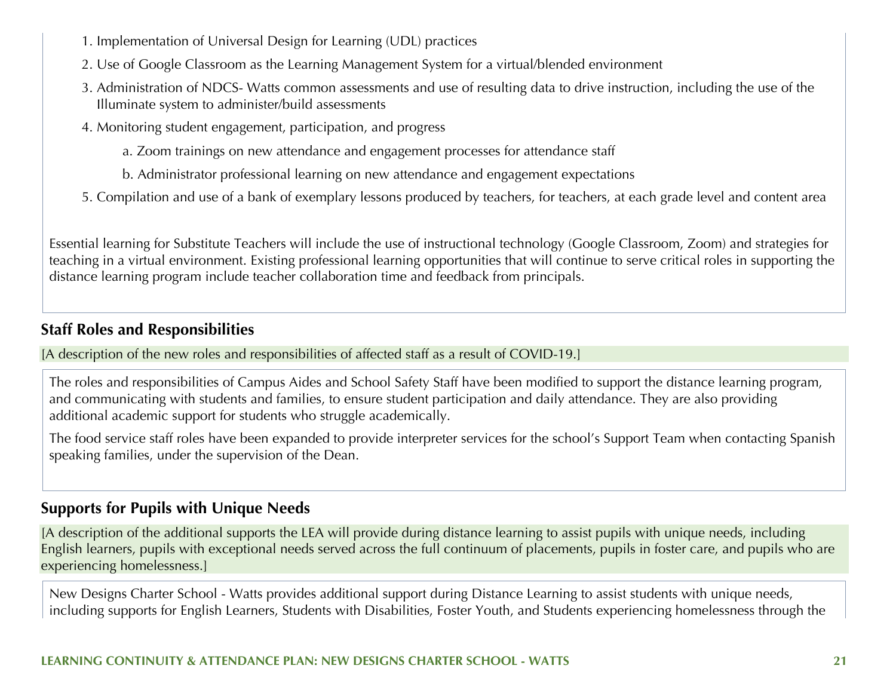1. Implementation of Universal Design for Learning (UDL) practices
2. Use of Google Classroom as the Learning Management System for a virtual/blended environment
3. Administration of NDCS- Watts common assessments and use of resulting data to drive instruction, including the use of the Illuminate system to administer/build assessments
4. Monitoring student engagement, participation, and progress
    a. Zoom trainings on new attendance and engagement processes for attendance staff
    b. Administrator professional learning on new attendance and engagement expectations
5. Compilation and use of a bank of exemplary lessons produced by teachers, for teachers, at each grade level and content area

Essential learning for Substitute Teachers will include the use of instructional technology (Google Classroom, Zoom) and strategies for teaching in a virtual environment. Existing professional learning opportunities that will continue to serve critical roles in supporting the distance learning program include teacher collaboration time and feedback from principals.

## Staff Roles and Responsibilities

[A description of the new roles and responsibilities of affected staff as a result of COVID-19.]

The roles and responsibilities of Campus Aides and School Safety Staff have been modified to support the distance learning program, and communicating with students and families, to ensure student participation and daily attendance. They are also providing additional academic support for students who struggle academically.

The food service staff roles have been expanded to provide interpreter services for the school's Support Team when contacting Spanish speaking families, under the supervision of the Dean.

## Supports for Pupils with Unique Needs

[A description of the additional supports the LEA will provide during distance learning to assist pupils with unique needs, including English learners, pupils with exceptional needs served across the full continuum of placements, pupils in foster care, and pupils who are experiencing homelessness.]

New Designs Charter School - Watts provides additional support during Distance Learning to assist students with unique needs, including supports for English Learners, Students with Disabilities, Foster Youth, and Students experiencing homelessness through the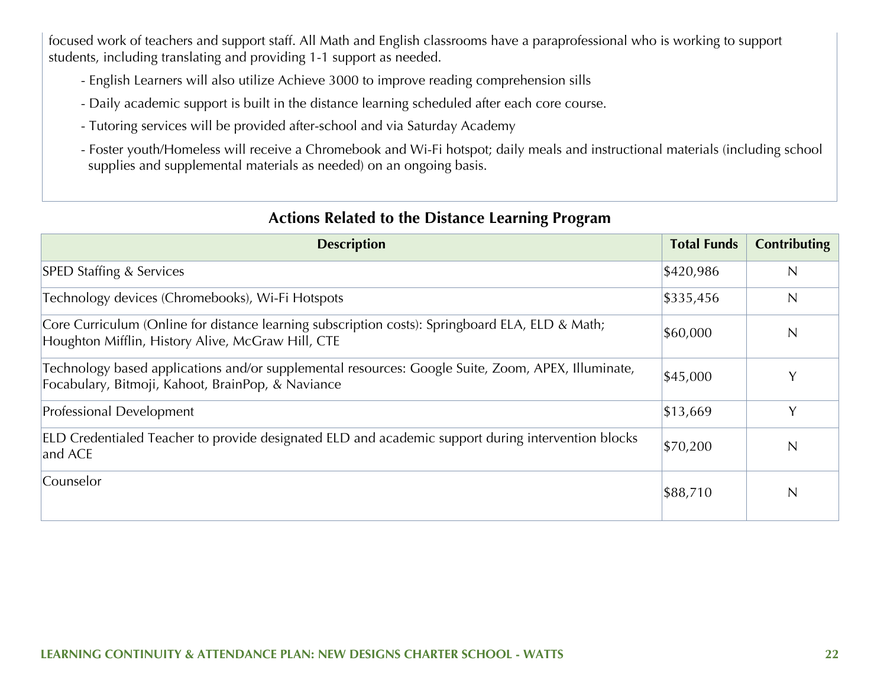focused work of teachers and support staff. All Math and English classrooms have a paraprofessional who is working to support students, including translating and providing 1-1 support as needed.

- English Learners will also utilize Achieve 3000 to improve reading comprehension sills
- Daily academic support is built in the distance learning scheduled after each core course.
- Tutoring services will be provided after-school and via Saturday Academy
- Foster youth/Homeless will receive a Chromebook and Wi-Fi hotspot; daily meals and instructional materials (including school supplies and supplemental materials as needed) on an ongoing basis.

## Actions Related to the Distance Learning Program

| Description | Total Funds | Contributing |
|---|---|---|
| SPED Staffing & Services | $420,986 | N |
| Technology devices (Chromebooks), Wi-Fi Hotspots | $335,456 | N |
| Core Curriculum (Online for distance learning subscription costs): Springboard ELA, ELD & Math; Houghton Mifflin, History Alive, McGraw Hill, CTE | $60,000 | N |
| Technology based applications and/or supplemental resources: Google Suite, Zoom, APEX, Illuminate, Focabulary, Bitmoji, Kahoot, BrainPop, & Naviance | $45,000 | Y |
| Professional Development | $13,669 | Y |
| ELD Credentialed Teacher to provide designated ELD and academic support during intervention blocks and ACE | $70,200 | N |
| Counselor | $88,710 | N |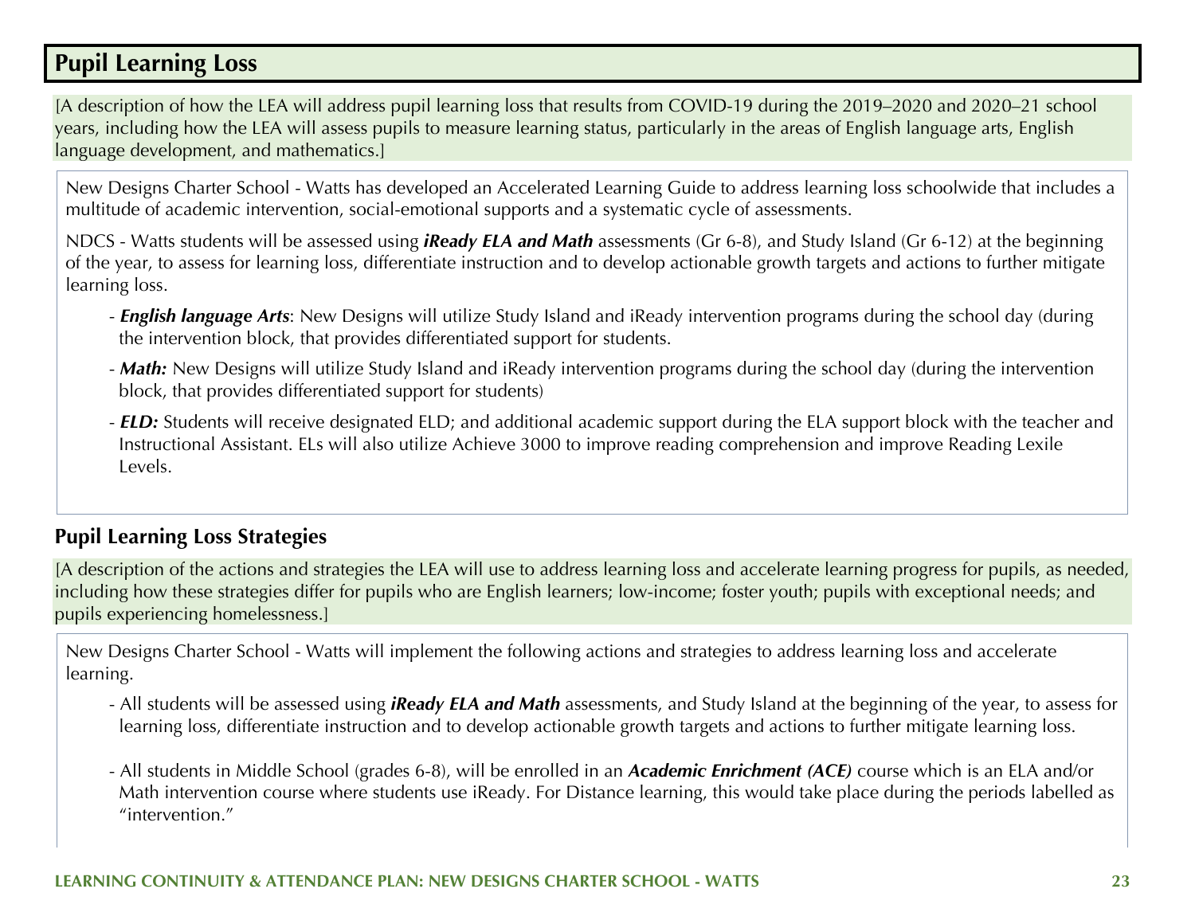## Pupil Learning Loss

[A description of how the LEA will address pupil learning loss that results from COVID-19 during the 2019–2020 and 2020–21 school years, including how the LEA will assess pupils to measure learning status, particularly in the areas of English language arts, English language development, and mathematics.]

New Designs Charter School - Watts has developed an Accelerated Learning Guide to address learning loss schoolwide that includes a multitude of academic intervention, social-emotional supports and a systematic cycle of assessments.

NDCS - Watts students will be assessed using ***iReady ELA and Math*** assessments (Gr 6-8), and Study Island (Gr 6-12) at the beginning of the year, to assess for learning loss, differentiate instruction and to develop actionable growth targets and actions to further mitigate learning loss.

- ***English language Arts***: New Designs will utilize Study Island and iReady intervention programs during the school day (during the intervention block, that provides differentiated support for students.
- ***Math:*** New Designs will utilize Study Island and iReady intervention programs during the school day (during the intervention block, that provides differentiated support for students)
- ***ELD:*** Students will receive designated ELD; and additional academic support during the ELA support block with the teacher and Instructional Assistant. ELs will also utilize Achieve 3000 to improve reading comprehension and improve Reading Lexile Levels.

### Pupil Learning Loss Strategies

[A description of the actions and strategies the LEA will use to address learning loss and accelerate learning progress for pupils, as needed, including how these strategies differ for pupils who are English learners; low-income; foster youth; pupils with exceptional needs; and pupils experiencing homelessness.]

New Designs Charter School - Watts will implement the following actions and strategies to address learning loss and accelerate learning.

- All students will be assessed using ***iReady ELA and Math*** assessments, and Study Island at the beginning of the year, to assess for learning loss, differentiate instruction and to develop actionable growth targets and actions to further mitigate learning loss.
- All students in Middle School (grades 6-8), will be enrolled in an ***Academic Enrichment (ACE)*** course which is an ELA and/or Math intervention course where students use iReady. For Distance learning, this would take place during the periods labelled as "intervention."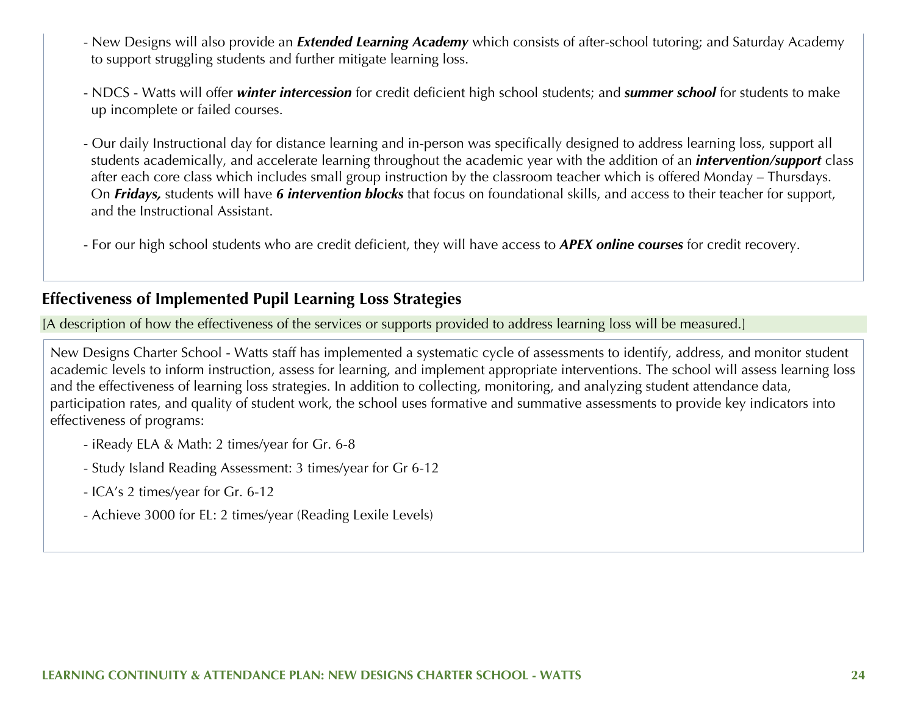- New Designs will also provide an ***Extended Learning Academy*** which consists of after-school tutoring; and Saturday Academy to support struggling students and further mitigate learning loss.

- NDCS - Watts will offer ***winter intercession*** for credit deficient high school students; and ***summer school*** for students to make up incomplete or failed courses.

- Our daily Instructional day for distance learning and in-person was specifically designed to address learning loss, support all students academically, and accelerate learning throughout the academic year with the addition of an ***intervention/support*** class after each core class which includes small group instruction by the classroom teacher which is offered Monday – Thursdays. On ***Fridays,*** students will have ***6 intervention blocks*** that focus on foundational skills, and access to their teacher for support, and the Instructional Assistant.

- For our high school students who are credit deficient, they will have access to ***APEX online courses*** for credit recovery.

## Effectiveness of Implemented Pupil Learning Loss Strategies

[A description of how the effectiveness of the services or supports provided to address learning loss will be measured.]

New Designs Charter School - Watts staff has implemented a systematic cycle of assessments to identify, address, and monitor student academic levels to inform instruction, assess for learning, and implement appropriate interventions. The school will assess learning loss and the effectiveness of learning loss strategies. In addition to collecting, monitoring, and analyzing student attendance data, participation rates, and quality of student work, the school uses formative and summative assessments to provide key indicators into effectiveness of programs:

- iReady ELA & Math: 2 times/year for Gr. 6-8
- Study Island Reading Assessment: 3 times/year for Gr 6-12
- ICA's 2 times/year for Gr. 6-12
- Achieve 3000 for EL: 2 times/year (Reading Lexile Levels)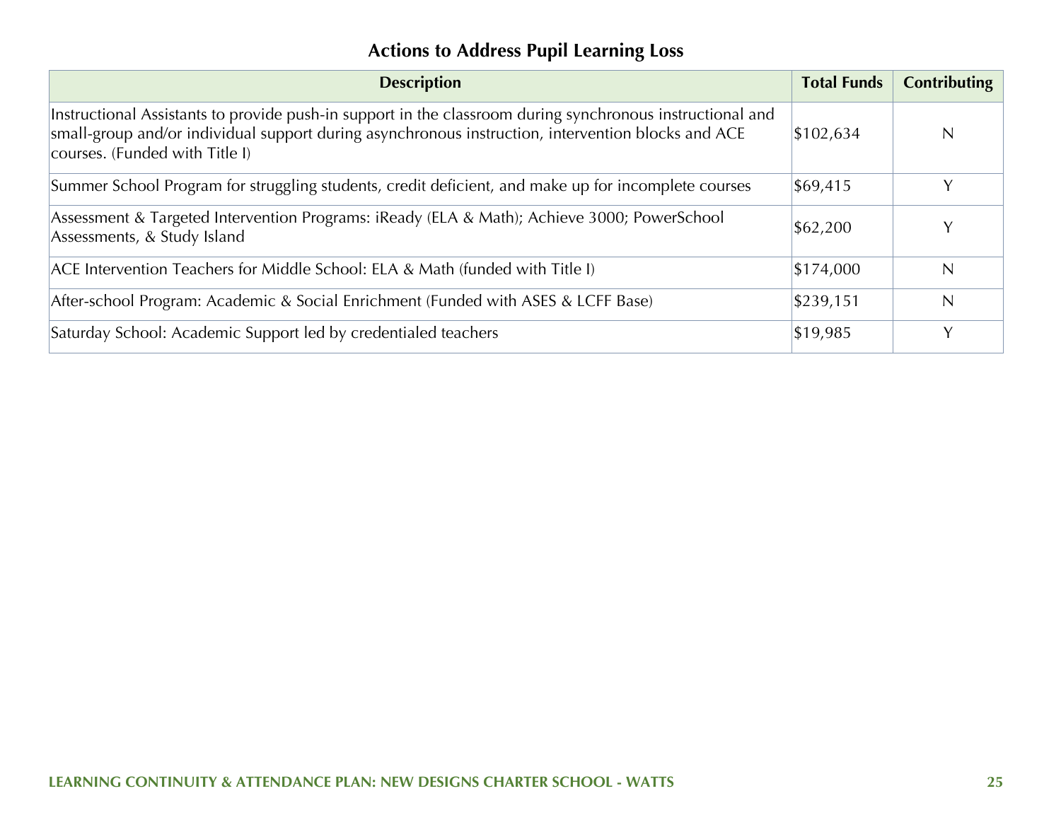## Actions to Address Pupil Learning Loss

| Description | Total Funds | Contributing |
|---|---|---|
| Instructional Assistants to provide push-in support in the classroom during synchronous instructional and small-group and/or individual support during asynchronous instruction, intervention blocks and ACE courses. (Funded with Title I) | $102,634 | N |
| Summer School Program for struggling students, credit deficient, and make up for incomplete courses | $69,415 | Y |
| Assessment & Targeted Intervention Programs: iReady (ELA & Math); Achieve 3000; PowerSchool Assessments, & Study Island | $62,200 | Y |
| ACE Intervention Teachers for Middle School: ELA & Math (funded with Title I) | $174,000 | N |
| After-school Program: Academic & Social Enrichment (Funded with ASES & LCFF Base) | $239,151 | N |
| Saturday School: Academic Support led by credentialed teachers | $19,985 | Y |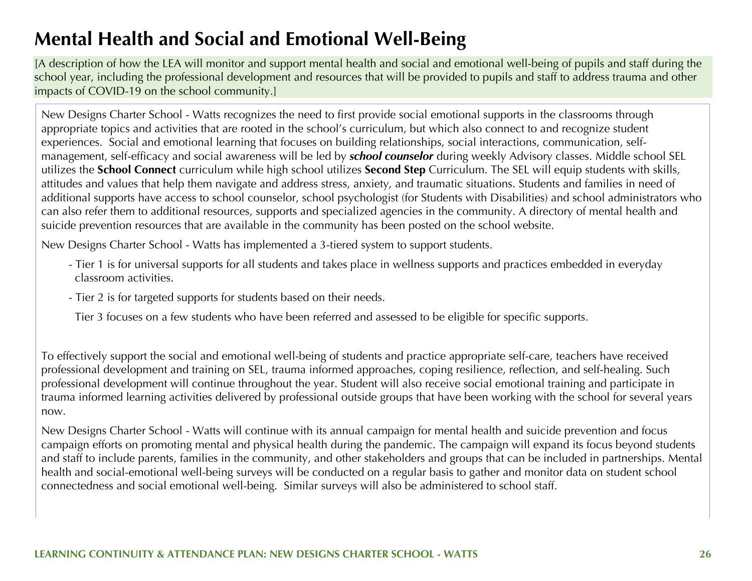# Mental Health and Social and Emotional Well-Being

[A description of how the LEA will monitor and support mental health and social and emotional well-being of pupils and staff during the school year, including the professional development and resources that will be provided to pupils and staff to address trauma and other impacts of COVID-19 on the school community.]

New Designs Charter School - Watts recognizes the need to first provide social emotional supports in the classrooms through appropriate topics and activities that are rooted in the school's curriculum, but which also connect to and recognize student experiences. Social and emotional learning that focuses on building relationships, social interactions, communication, self-management, self-efficacy and social awareness will be led by ***school counselor*** during weekly Advisory classes. Middle school SEL utilizes the **School Connect** curriculum while high school utilizes **Second Step** Curriculum. The SEL will equip students with skills, attitudes and values that help them navigate and address stress, anxiety, and traumatic situations. Students and families in need of additional supports have access to school counselor, school psychologist (for Students with Disabilities) and school administrators who can also refer them to additional resources, supports and specialized agencies in the community. A directory of mental health and suicide prevention resources that are available in the community has been posted on the school website.

New Designs Charter School - Watts has implemented a 3-tiered system to support students.

- Tier 1 is for universal supports for all students and takes place in wellness supports and practices embedded in everyday classroom activities.
- Tier 2 is for targeted supports for students based on their needs.

  Tier 3 focuses on a few students who have been referred and assessed to be eligible for specific supports.

To effectively support the social and emotional well-being of students and practice appropriate self-care, teachers have received professional development and training on SEL, trauma informed approaches, coping resilience, reflection, and self-healing. Such professional development will continue throughout the year. Student will also receive social emotional training and participate in trauma informed learning activities delivered by professional outside groups that have been working with the school for several years now.

New Designs Charter School - Watts will continue with its annual campaign for mental health and suicide prevention and focus campaign efforts on promoting mental and physical health during the pandemic. The campaign will expand its focus beyond students and staff to include parents, families in the community, and other stakeholders and groups that can be included in partnerships. Mental health and social-emotional well-being surveys will be conducted on a regular basis to gather and monitor data on student school connectedness and social emotional well-being. Similar surveys will also be administered to school staff.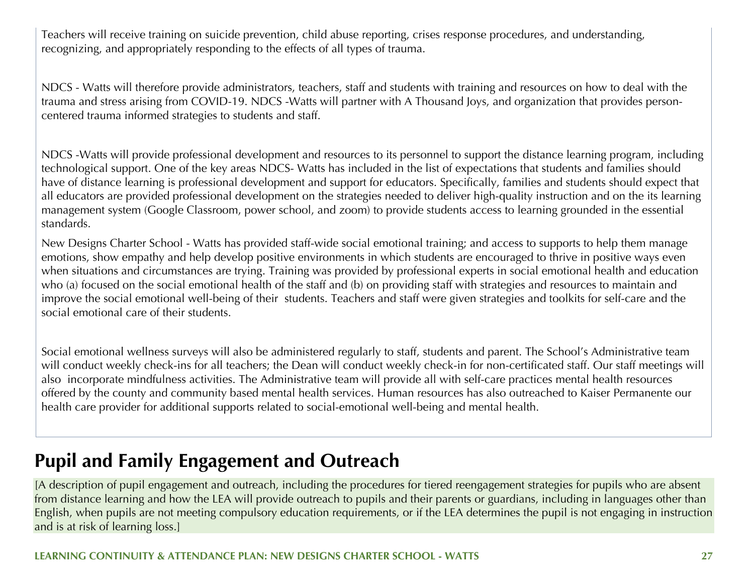Teachers will receive training on suicide prevention, child abuse reporting, crises response procedures, and understanding, recognizing, and appropriately responding to the effects of all types of trauma.

NDCS - Watts will therefore provide administrators, teachers, staff and students with training and resources on how to deal with the trauma and stress arising from COVID-19. NDCS -Watts will partner with A Thousand Joys, and organization that provides person-centered trauma informed strategies to students and staff.

NDCS -Watts will provide professional development and resources to its personnel to support the distance learning program, including technological support. One of the key areas NDCS- Watts has included in the list of expectations that students and families should have of distance learning is professional development and support for educators. Specifically, families and students should expect that all educators are provided professional development on the strategies needed to deliver high-quality instruction and on the its learning management system (Google Classroom, power school, and zoom) to provide students access to learning grounded in the essential standards.

New Designs Charter School - Watts has provided staff-wide social emotional training; and access to supports to help them manage emotions, show empathy and help develop positive environments in which students are encouraged to thrive in positive ways even when situations and circumstances are trying. Training was provided by professional experts in social emotional health and education who (a) focused on the social emotional health of the staff and (b) on providing staff with strategies and resources to maintain and improve the social emotional well-being of their students. Teachers and staff were given strategies and toolkits for self-care and the social emotional care of their students.

Social emotional wellness surveys will also be administered regularly to staff, students and parent. The School's Administrative team will conduct weekly check-ins for all teachers; the Dean will conduct weekly check-in for non-certificated staff. Our staff meetings will also incorporate mindfulness activities. The Administrative team will provide all with self-care practices mental health resources offered by the county and community based mental health services. Human resources has also outreached to Kaiser Permanente our health care provider for additional supports related to social-emotional well-being and mental health.

## Pupil and Family Engagement and Outreach

[A description of pupil engagement and outreach, including the procedures for tiered reengagement strategies for pupils who are absent from distance learning and how the LEA will provide outreach to pupils and their parents or guardians, including in languages other than English, when pupils are not meeting compulsory education requirements, or if the LEA determines the pupil is not engaging in instruction and is at risk of learning loss.]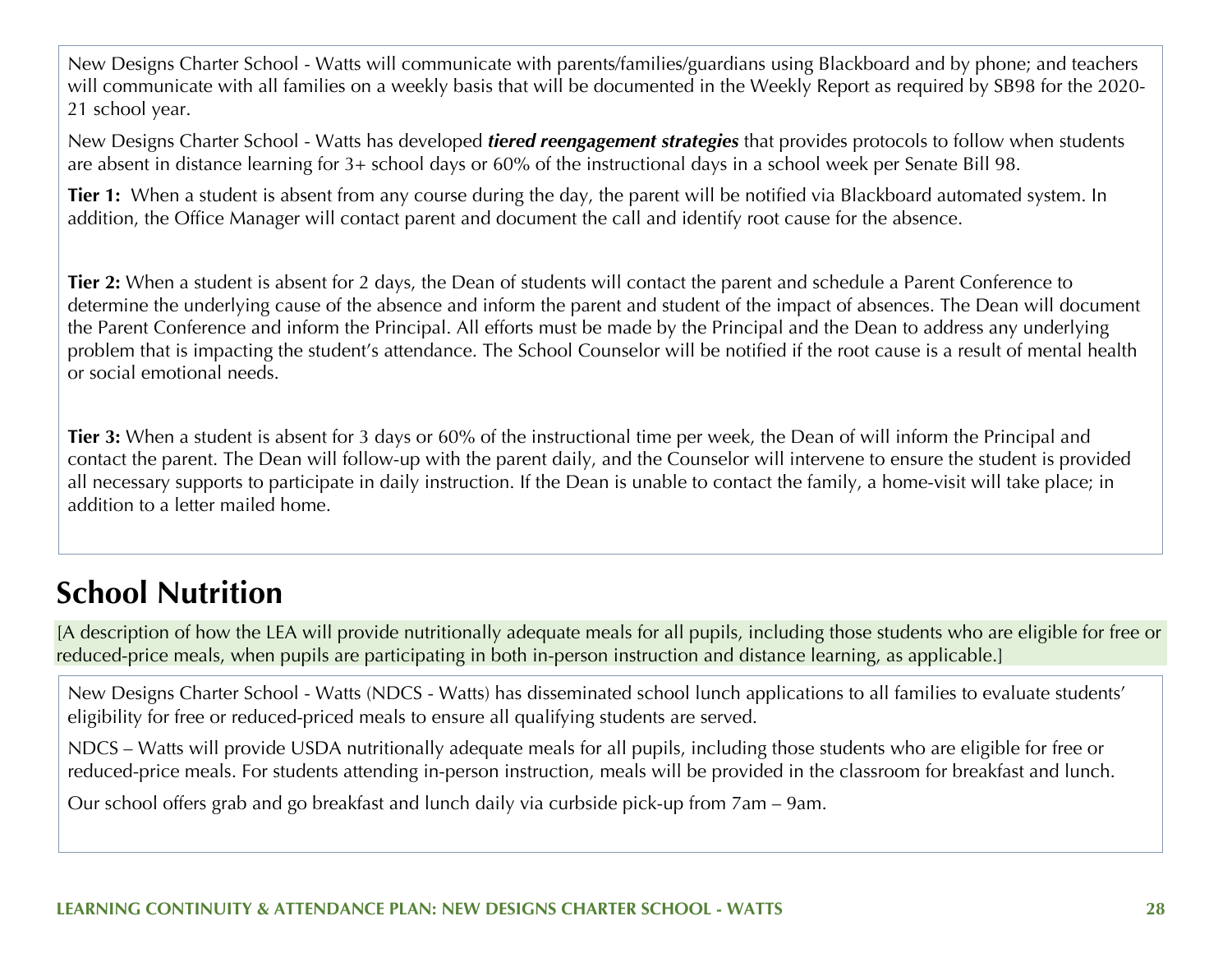New Designs Charter School - Watts will communicate with parents/families/guardians using Blackboard and by phone; and teachers will communicate with all families on a weekly basis that will be documented in the Weekly Report as required by SB98 for the 2020-21 school year.

New Designs Charter School - Watts has developed ***tiered reengagement strategies*** that provides protocols to follow when students are absent in distance learning for 3+ school days or 60% of the instructional days in a school week per Senate Bill 98.

**Tier 1:** When a student is absent from any course during the day, the parent will be notified via Blackboard automated system. In addition, the Office Manager will contact parent and document the call and identify root cause for the absence.

**Tier 2:** When a student is absent for 2 days, the Dean of students will contact the parent and schedule a Parent Conference to determine the underlying cause of the absence and inform the parent and student of the impact of absences. The Dean will document the Parent Conference and inform the Principal. All efforts must be made by the Principal and the Dean to address any underlying problem that is impacting the student's attendance. The School Counselor will be notified if the root cause is a result of mental health or social emotional needs.

**Tier 3:** When a student is absent for 3 days or 60% of the instructional time per week, the Dean of will inform the Principal and contact the parent. The Dean will follow-up with the parent daily, and the Counselor will intervene to ensure the student is provided all necessary supports to participate in daily instruction. If the Dean is unable to contact the family, a home-visit will take place; in addition to a letter mailed home.

## School Nutrition

[A description of how the LEA will provide nutritionally adequate meals for all pupils, including those students who are eligible for free or reduced-price meals, when pupils are participating in both in-person instruction and distance learning, as applicable.]

New Designs Charter School - Watts (NDCS - Watts) has disseminated school lunch applications to all families to evaluate students' eligibility for free or reduced-priced meals to ensure all qualifying students are served.

NDCS – Watts will provide USDA nutritionally adequate meals for all pupils, including those students who are eligible for free or reduced-price meals. For students attending in-person instruction, meals will be provided in the classroom for breakfast and lunch.

Our school offers grab and go breakfast and lunch daily via curbside pick-up from 7am – 9am.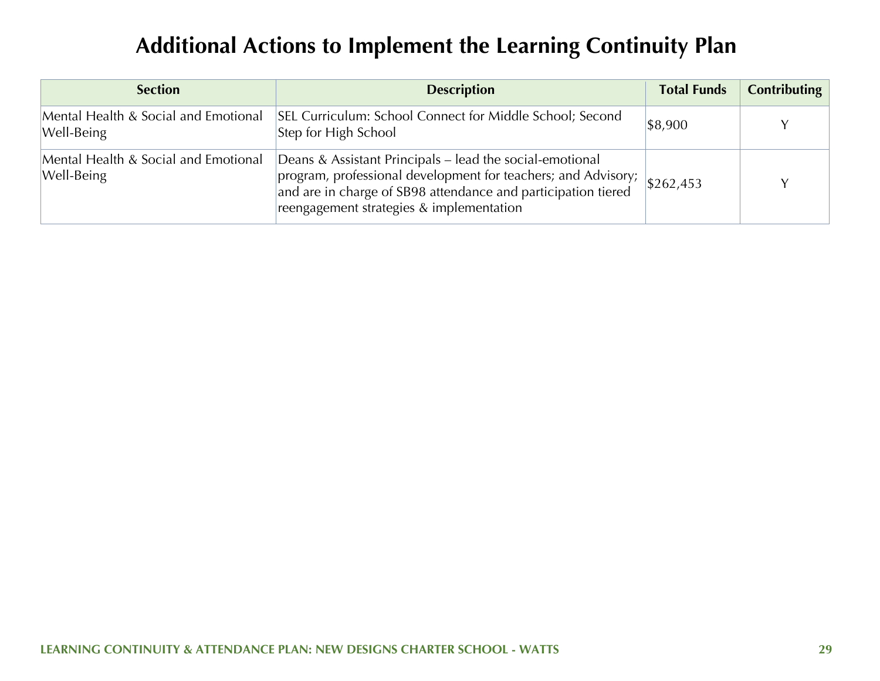# Additional Actions to Implement the Learning Continuity Plan

| Section | Description | Total Funds | Contributing |
|---|---|---|---|
| Mental Health & Social and Emotional Well-Being | SEL Curriculum: School Connect for Middle School; Second Step for High School | $8,900 | Y |
| Mental Health & Social and Emotional Well-Being | Deans & Assistant Principals – lead the social-emotional program, professional development for teachers; and Advisory; and are in charge of SB98 attendance and participation tiered reengagement strategies & implementation | $262,453 | Y |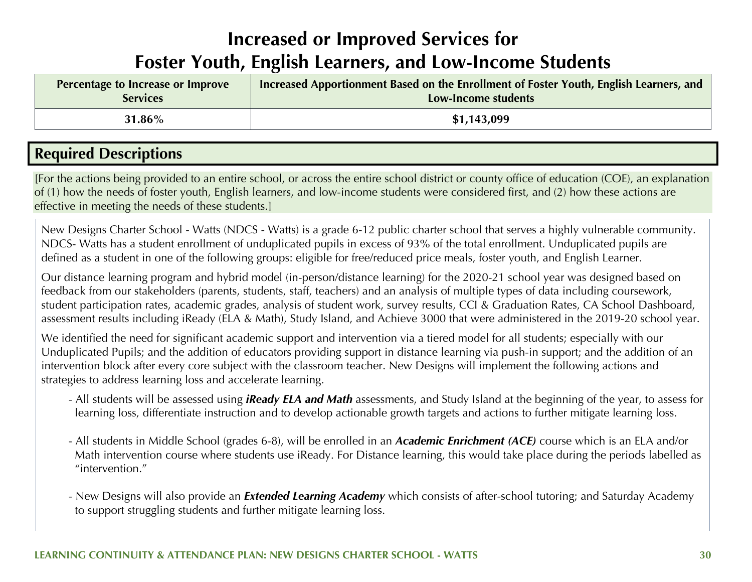# Increased or Improved Services for Foster Youth, English Learners, and Low-Income Students

| Percentage to Increase or Improve Services | Increased Apportionment Based on the Enrollment of Foster Youth, English Learners, and Low-Income students |
|---|---|
| 31.86% | $1,143,099 |

## Required Descriptions

[For the actions being provided to an entire school, or across the entire school district or county office of education (COE), an explanation of (1) how the needs of foster youth, English learners, and low-income students were considered first, and (2) how these actions are effective in meeting the needs of these students.]

New Designs Charter School - Watts (NDCS - Watts) is a grade 6-12 public charter school that serves a highly vulnerable community. NDCS- Watts has a student enrollment of unduplicated pupils in excess of 93% of the total enrollment. Unduplicated pupils are defined as a student in one of the following groups: eligible for free/reduced price meals, foster youth, and English Learner.

Our distance learning program and hybrid model (in-person/distance learning) for the 2020-21 school year was designed based on feedback from our stakeholders (parents, students, staff, teachers) and an analysis of multiple types of data including coursework, student participation rates, academic grades, analysis of student work, survey results, CCI & Graduation Rates, CA School Dashboard, assessment results including iReady (ELA & Math), Study Island, and Achieve 3000 that were administered in the 2019-20 school year.

We identified the need for significant academic support and intervention via a tiered model for all students; especially with our Unduplicated Pupils; and the addition of educators providing support in distance learning via push-in support; and the addition of an intervention block after every core subject with the classroom teacher. New Designs will implement the following actions and strategies to address learning loss and accelerate learning.

- All students will be assessed using ***iReady ELA and Math*** assessments, and Study Island at the beginning of the year, to assess for learning loss, differentiate instruction and to develop actionable growth targets and actions to further mitigate learning loss.

- All students in Middle School (grades 6-8), will be enrolled in an ***Academic Enrichment (ACE)*** course which is an ELA and/or Math intervention course where students use iReady. For Distance learning, this would take place during the periods labelled as "intervention."

- New Designs will also provide an ***Extended Learning Academy*** which consists of after-school tutoring; and Saturday Academy to support struggling students and further mitigate learning loss.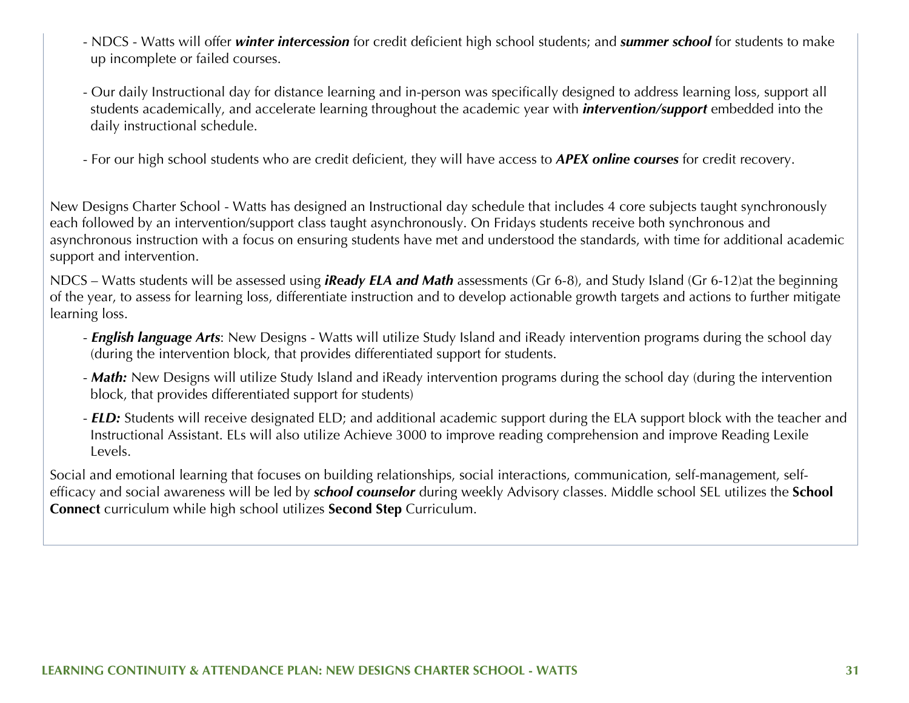- NDCS - Watts will offer ***winter intercession*** for credit deficient high school students; and ***summer school*** for students to make up incomplete or failed courses.

- Our daily Instructional day for distance learning and in-person was specifically designed to address learning loss, support all students academically, and accelerate learning throughout the academic year with ***intervention/support*** embedded into the daily instructional schedule.

- For our high school students who are credit deficient, they will have access to ***APEX online courses*** for credit recovery.

New Designs Charter School - Watts has designed an Instructional day schedule that includes 4 core subjects taught synchronously each followed by an intervention/support class taught asynchronously. On Fridays students receive both synchronous and asynchronous instruction with a focus on ensuring students have met and understood the standards, with time for additional academic support and intervention.

NDCS – Watts students will be assessed using ***iReady ELA and Math*** assessments (Gr 6-8), and Study Island (Gr 6-12)at the beginning of the year, to assess for learning loss, differentiate instruction and to develop actionable growth targets and actions to further mitigate learning loss.

- ***English language Arts***: New Designs - Watts will utilize Study Island and iReady intervention programs during the school day (during the intervention block, that provides differentiated support for students.
- ***Math:*** New Designs will utilize Study Island and iReady intervention programs during the school day (during the intervention block, that provides differentiated support for students)
- ***ELD:*** Students will receive designated ELD; and additional academic support during the ELA support block with the teacher and Instructional Assistant. ELs will also utilize Achieve 3000 to improve reading comprehension and improve Reading Lexile Levels.

Social and emotional learning that focuses on building relationships, social interactions, communication, self-management, self-efficacy and social awareness will be led by ***school counselor*** during weekly Advisory classes. Middle school SEL utilizes the **School Connect** curriculum while high school utilizes **Second Step** Curriculum.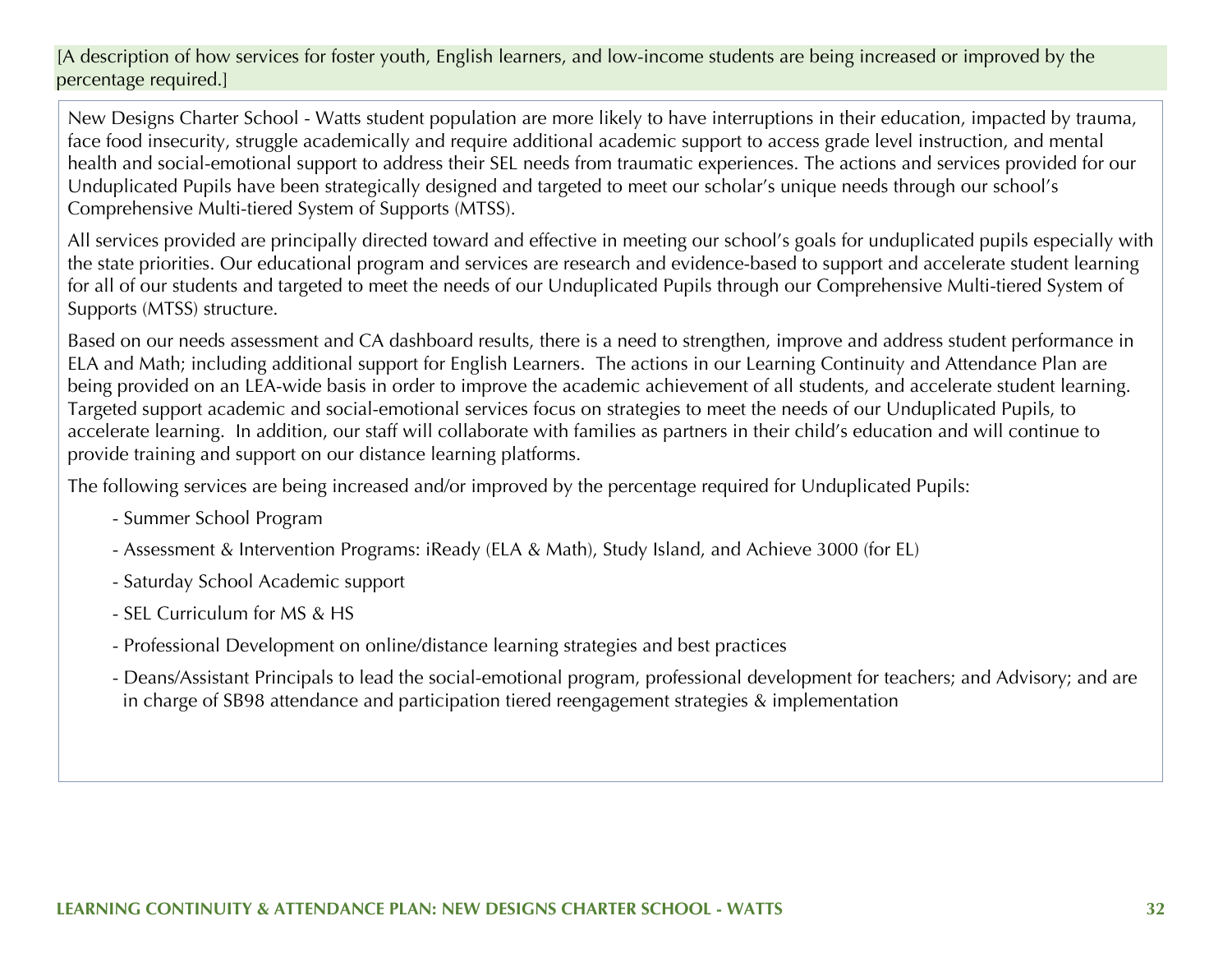[A description of how services for foster youth, English learners, and low-income students are being increased or improved by the percentage required.]

New Designs Charter School - Watts student population are more likely to have interruptions in their education, impacted by trauma, face food insecurity, struggle academically and require additional academic support to access grade level instruction, and mental health and social-emotional support to address their SEL needs from traumatic experiences. The actions and services provided for our Unduplicated Pupils have been strategically designed and targeted to meet our scholar's unique needs through our school's Comprehensive Multi-tiered System of Supports (MTSS).

All services provided are principally directed toward and effective in meeting our school's goals for unduplicated pupils especially with the state priorities. Our educational program and services are research and evidence-based to support and accelerate student learning for all of our students and targeted to meet the needs of our Unduplicated Pupils through our Comprehensive Multi-tiered System of Supports (MTSS) structure.

Based on our needs assessment and CA dashboard results, there is a need to strengthen, improve and address student performance in ELA and Math; including additional support for English Learners. The actions in our Learning Continuity and Attendance Plan are being provided on an LEA-wide basis in order to improve the academic achievement of all students, and accelerate student learning. Targeted support academic and social-emotional services focus on strategies to meet the needs of our Unduplicated Pupils, to accelerate learning. In addition, our staff will collaborate with families as partners in their child's education and will continue to provide training and support on our distance learning platforms.

The following services are being increased and/or improved by the percentage required for Unduplicated Pupils:

- Summer School Program
- Assessment & Intervention Programs: iReady (ELA & Math), Study Island, and Achieve 3000 (for EL)
- Saturday School Academic support
- SEL Curriculum for MS & HS
- Professional Development on online/distance learning strategies and best practices
- Deans/Assistant Principals to lead the social-emotional program, professional development for teachers; and Advisory; and are in charge of SB98 attendance and participation tiered reengagement strategies & implementation